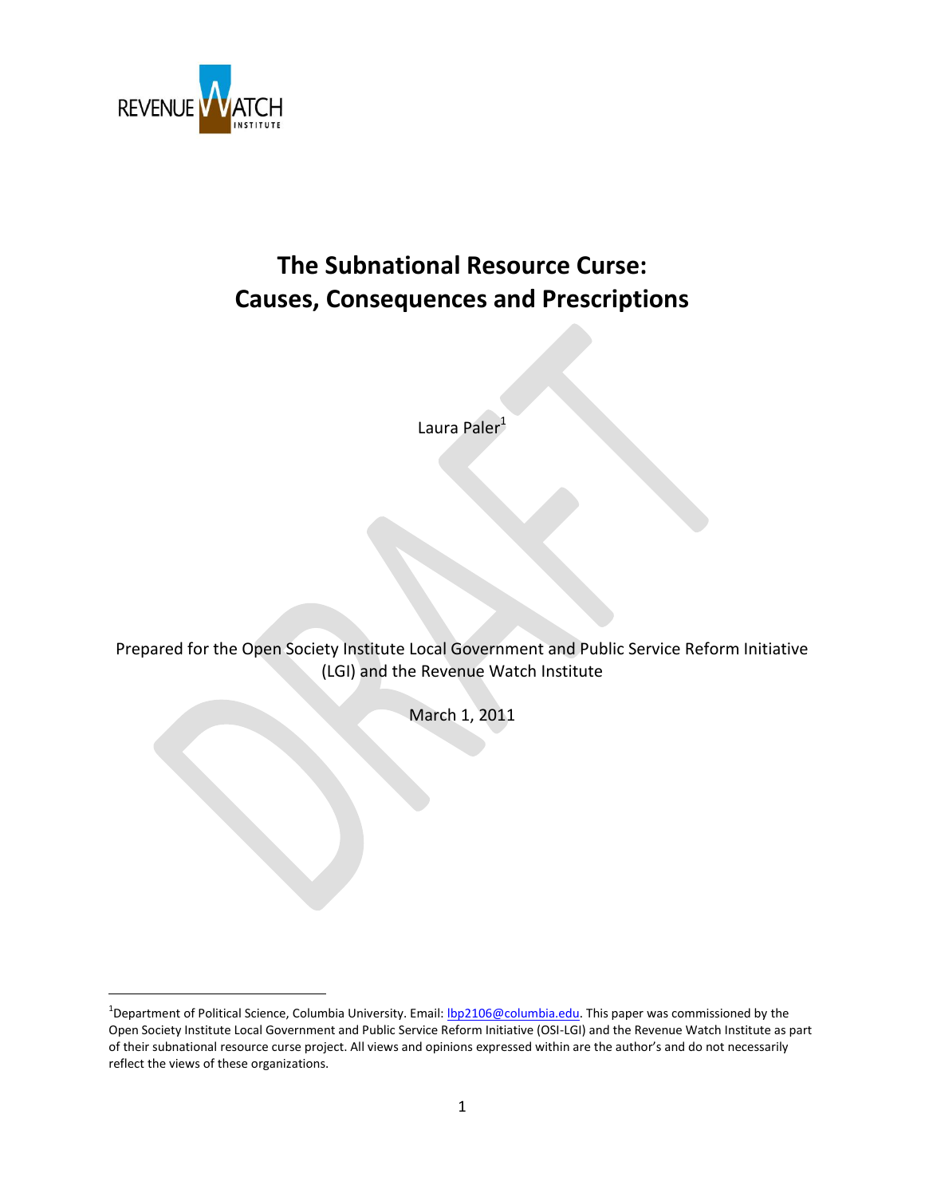REVENUE WATCH INSTITUTE

# The Subnational Resource Curse: Causes, Consequences and Prescriptions

Laura Paler[1]

Prepared for the Open Society Institute Local Government and Public Service Reform Initiative (LGI) and the Revenue Watch Institute

March 1, 2011

---

[1]Department of Political Science, Columbia University. Email: lbp2106@columbia.edu. This paper was commissioned by the Open Society Institute Local Government and Public Service Reform Initiative (OSI-LGI) and the Revenue Watch Institute as part of their subnational resource curse project. All views and opinions expressed within are the author's and do not necessarily reflect the views of these organizations.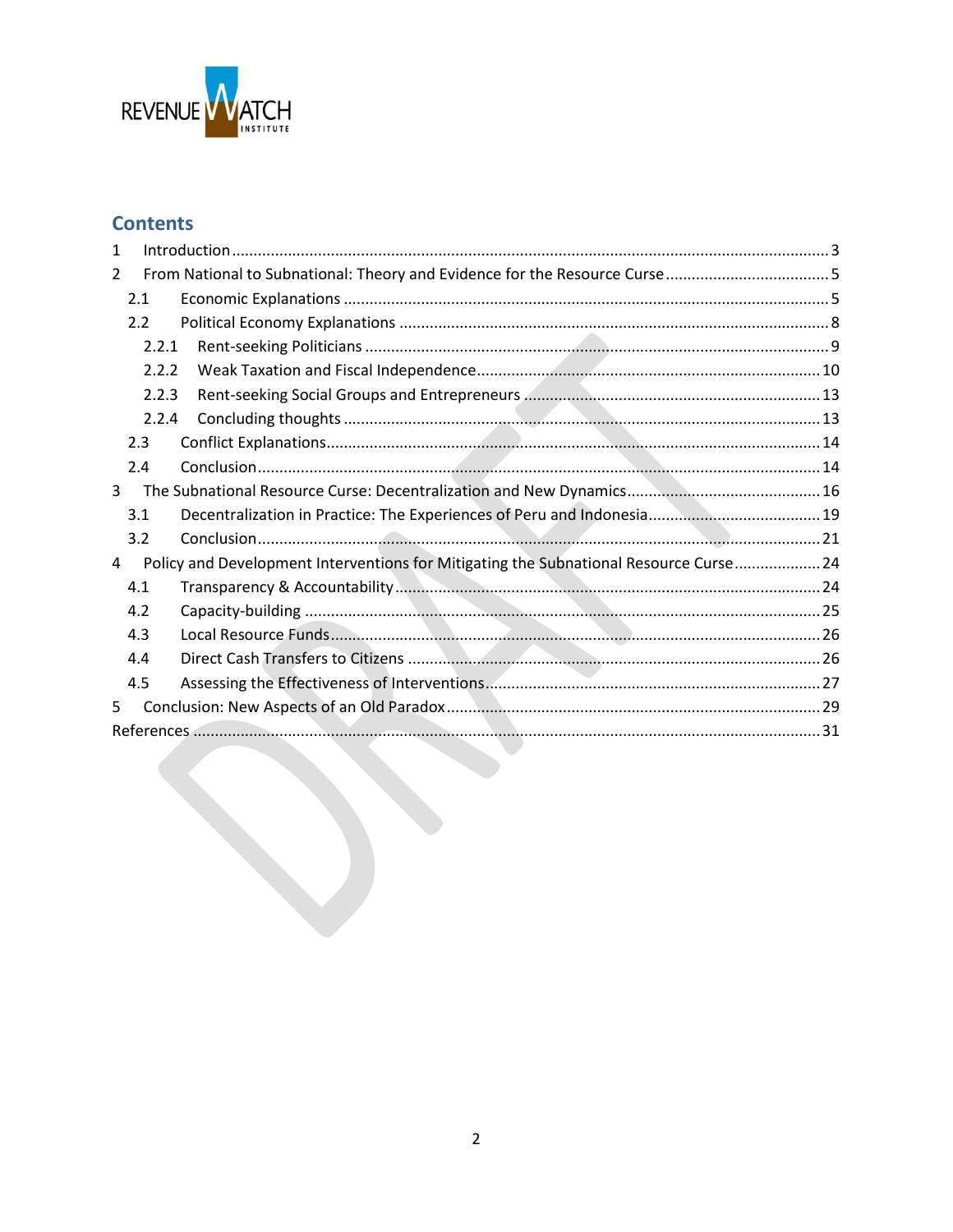# Contents

- 1 Introduction ... 3
- 2 From National to Subnational: Theory and Evidence for the Resource Curse ... 5
  - 2.1 Economic Explanations ... 5
  - 2.2 Political Economy Explanations ... 8
    - 2.2.1 Rent-seeking Politicians ... 9
    - 2.2.2 Weak Taxation and Fiscal Independence ... 10
    - 2.2.3 Rent-seeking Social Groups and Entrepreneurs ... 13
    - 2.2.4 Concluding thoughts ... 13
  - 2.3 Conflict Explanations ... 14
  - 2.4 Conclusion ... 14
- 3 The Subnational Resource Curse: Decentralization and New Dynamics ... 16
  - 3.1 Decentralization in Practice: The Experiences of Peru and Indonesia ... 19
  - 3.2 Conclusion ... 21
- 4 Policy and Development Interventions for Mitigating the Subnational Resource Curse ... 24
  - 4.1 Transparency & Accountability ... 24
  - 4.2 Capacity-building ... 25
  - 4.3 Local Resource Funds ... 26
  - 4.4 Direct Cash Transfers to Citizens ... 26
  - 4.5 Assessing the Effectiveness of Interventions ... 27
- 5 Conclusion: New Aspects of an Old Paradox ... 29
- References ... 31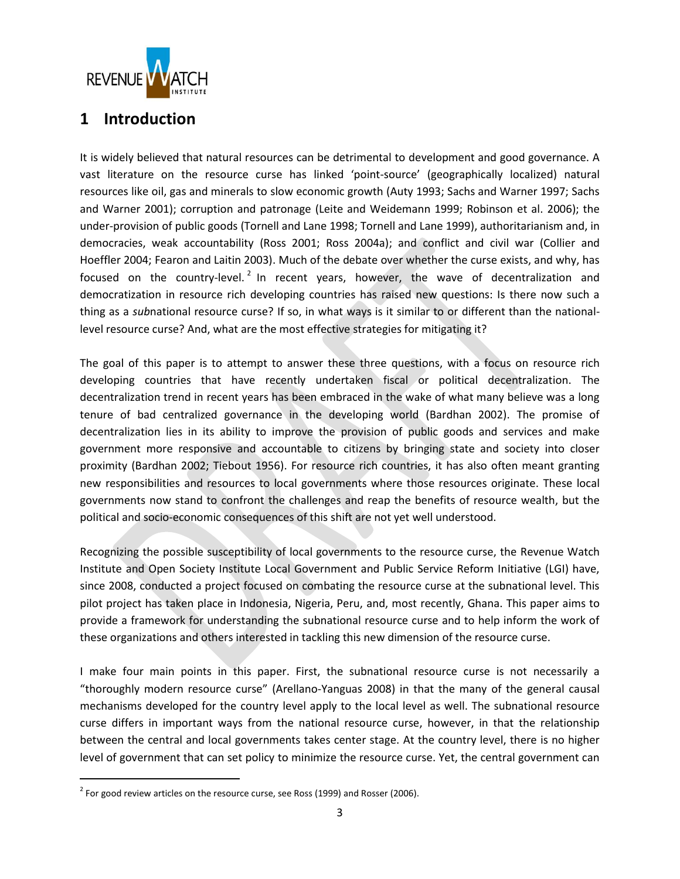# 1 Introduction

It is widely believed that natural resources can be detrimental to development and good governance. A vast literature on the resource curse has linked 'point-source' (geographically localized) natural resources like oil, gas and minerals to slow economic growth (Auty 1993; Sachs and Warner 1997; Sachs and Warner 2001); corruption and patronage (Leite and Weidemann 1999; Robinson et al. 2006); the under-provision of public goods (Tornell and Lane 1998; Tornell and Lane 1999), authoritarianism and, in democracies, weak accountability (Ross 2001; Ross 2004a); and conflict and civil war (Collier and Hoeffler 2004; Fearon and Laitin 2003). Much of the debate over whether the curse exists, and why, has focused on the country-level.[2] In recent years, however, the wave of decentralization and democratization in resource rich developing countries has raised new questions: Is there now such a thing as a *sub*national resource curse? If so, in what ways is it similar to or different than the national-level resource curse? And, what are the most effective strategies for mitigating it?

The goal of this paper is to attempt to answer these three questions, with a focus on resource rich developing countries that have recently undertaken fiscal or political decentralization. The decentralization trend in recent years has been embraced in the wake of what many believe was a long tenure of bad centralized governance in the developing world (Bardhan 2002). The promise of decentralization lies in its ability to improve the provision of public goods and services and make government more responsive and accountable to citizens by bringing state and society into closer proximity (Bardhan 2002; Tiebout 1956). For resource rich countries, it has also often meant granting new responsibilities and resources to local governments where those resources originate. These local governments now stand to confront the challenges and reap the benefits of resource wealth, but the political and socio-economic consequences of this shift are not yet well understood.

Recognizing the possible susceptibility of local governments to the resource curse, the Revenue Watch Institute and Open Society Institute Local Government and Public Service Reform Initiative (LGI) have, since 2008, conducted a project focused on combating the resource curse at the subnational level. This pilot project has taken place in Indonesia, Nigeria, Peru, and, most recently, Ghana. This paper aims to provide a framework for understanding the subnational resource curse and to help inform the work of these organizations and others interested in tackling this new dimension of the resource curse.

I make four main points in this paper. First, the subnational resource curse is not necessarily a "thoroughly modern resource curse" (Arellano-Yanguas 2008) in that the many of the general causal mechanisms developed for the country level apply to the local level as well. The subnational resource curse differs in important ways from the national resource curse, however, in that the relationship between the central and local governments takes center stage. At the country level, there is no higher level of government that can set policy to minimize the resource curse. Yet, the central government can

[2] For good review articles on the resource curse, see Ross (1999) and Rosser (2006).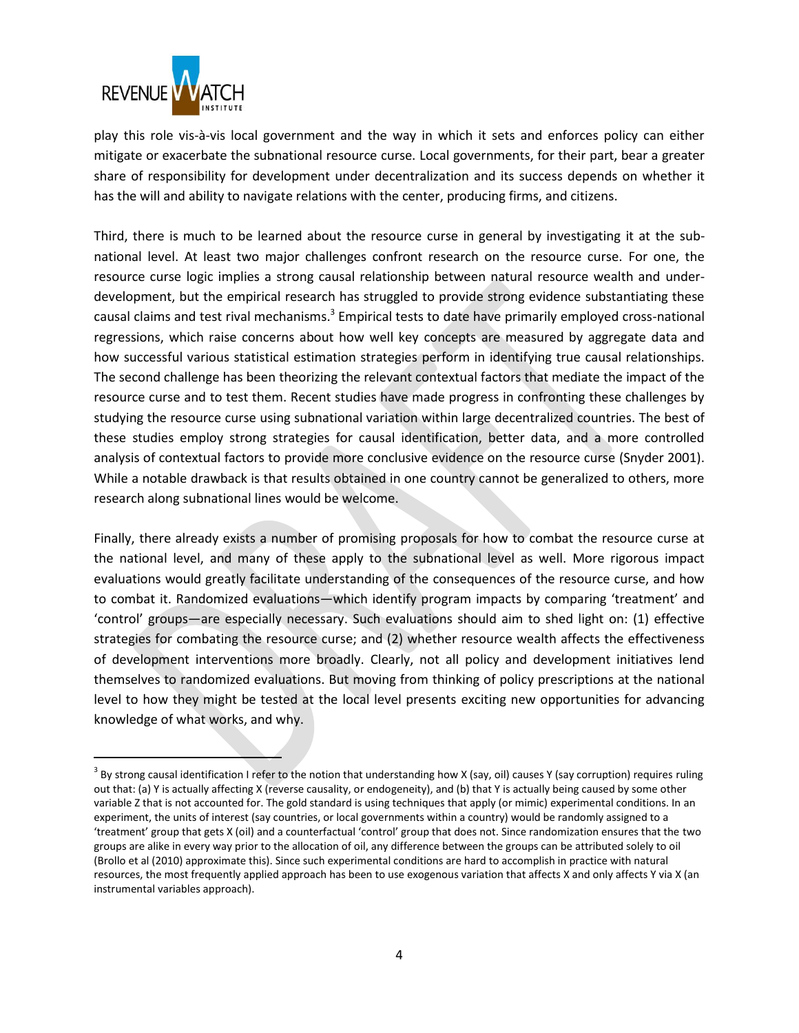play this role vis-à-vis local government and the way in which it sets and enforces policy can either mitigate or exacerbate the subnational resource curse. Local governments, for their part, bear a greater share of responsibility for development under decentralization and its success depends on whether it has the will and ability to navigate relations with the center, producing firms, and citizens.

Third, there is much to be learned about the resource curse in general by investigating it at the sub-national level. At least two major challenges confront research on the resource curse. For one, the resource curse logic implies a strong causal relationship between natural resource wealth and under-development, but the empirical research has struggled to provide strong evidence substantiating these causal claims and test rival mechanisms.[3] Empirical tests to date have primarily employed cross-national regressions, which raise concerns about how well key concepts are measured by aggregate data and how successful various statistical estimation strategies perform in identifying true causal relationships. The second challenge has been theorizing the relevant contextual factors that mediate the impact of the resource curse and to test them. Recent studies have made progress in confronting these challenges by studying the resource curse using subnational variation within large decentralized countries. The best of these studies employ strong strategies for causal identification, better data, and a more controlled analysis of contextual factors to provide more conclusive evidence on the resource curse (Snyder 2001). While a notable drawback is that results obtained in one country cannot be generalized to others, more research along subnational lines would be welcome.

Finally, there already exists a number of promising proposals for how to combat the resource curse at the national level, and many of these apply to the subnational level as well. More rigorous impact evaluations would greatly facilitate understanding of the consequences of the resource curse, and how to combat it. Randomized evaluations—which identify program impacts by comparing 'treatment' and 'control' groups—are especially necessary. Such evaluations should aim to shed light on: (1) effective strategies for combating the resource curse; and (2) whether resource wealth affects the effectiveness of development interventions more broadly. Clearly, not all policy and development initiatives lend themselves to randomized evaluations. But moving from thinking of policy prescriptions at the national level to how they might be tested at the local level presents exciting new opportunities for advancing knowledge of what works, and why.

---

[3] By strong causal identification I refer to the notion that understanding how X (say, oil) causes Y (say corruption) requires ruling out that: (a) Y is actually affecting X (reverse causality, or endogeneity), and (b) that Y is actually being caused by some other variable Z that is not accounted for. The gold standard is using techniques that apply (or mimic) experimental conditions. In an experiment, the units of interest (say countries, or local governments within a country) would be randomly assigned to a 'treatment' group that gets X (oil) and a counterfactual 'control' group that does not. Since randomization ensures that the two groups are alike in every way prior to the allocation of oil, any difference between the groups can be attributed solely to oil (Brollo et al (2010) approximate this). Since such experimental conditions are hard to accomplish in practice with natural resources, the most frequently applied approach has been to use exogenous variation that affects X and only affects Y via X (an instrumental variables approach).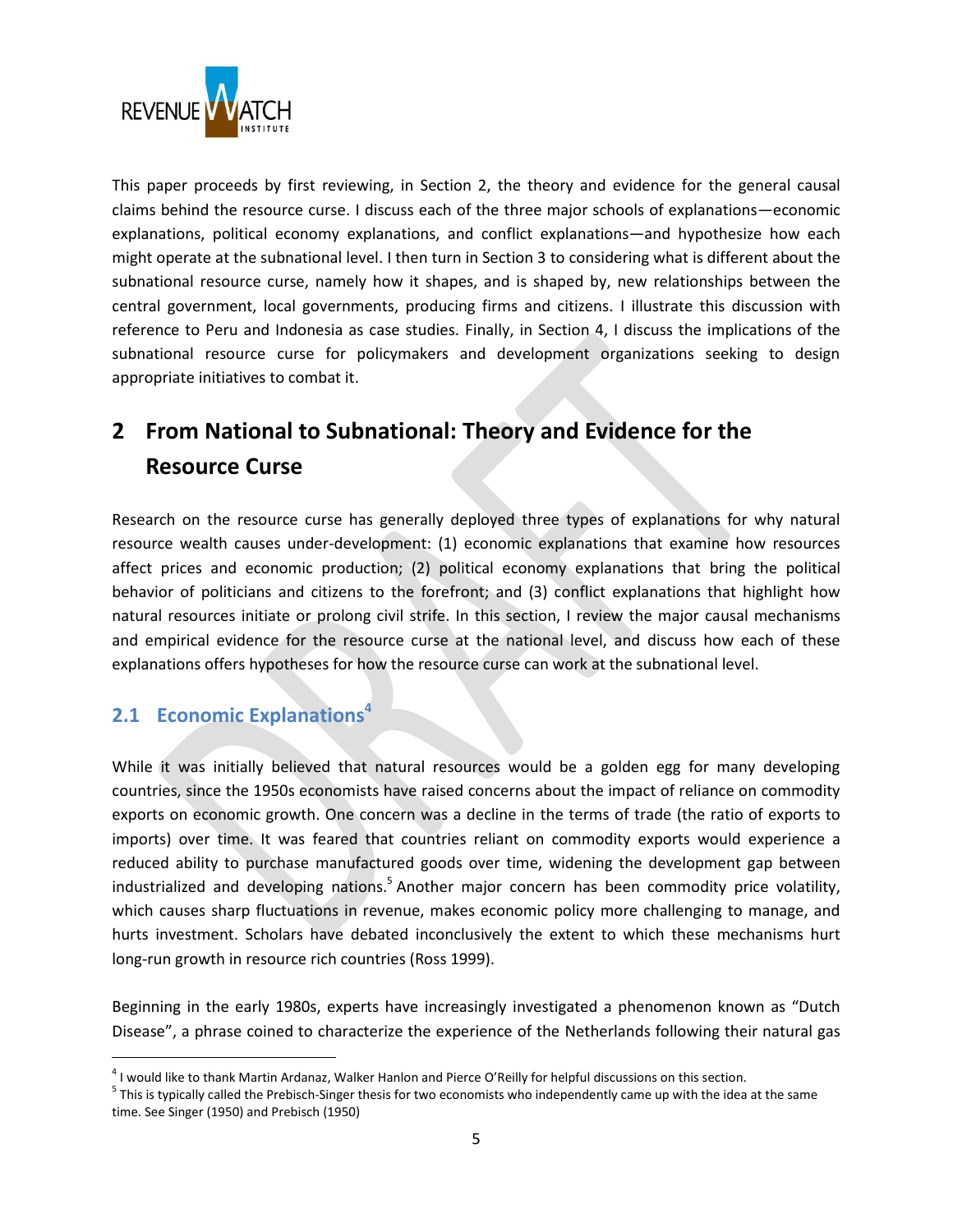This paper proceeds by first reviewing, in Section 2, the theory and evidence for the general causal claims behind the resource curse. I discuss each of the three major schools of explanations—economic explanations, political economy explanations, and conflict explanations—and hypothesize how each might operate at the subnational level. I then turn in Section 3 to considering what is different about the subnational resource curse, namely how it shapes, and is shaped by, new relationships between the central government, local governments, producing firms and citizens. I illustrate this discussion with reference to Peru and Indonesia as case studies. Finally, in Section 4, I discuss the implications of the subnational resource curse for policymakers and development organizations seeking to design appropriate initiatives to combat it.

# 2 From National to Subnational: Theory and Evidence for the Resource Curse

Research on the resource curse has generally deployed three types of explanations for why natural resource wealth causes under-development: (1) economic explanations that examine how resources affect prices and economic production; (2) political economy explanations that bring the political behavior of politicians and citizens to the forefront; and (3) conflict explanations that highlight how natural resources initiate or prolong civil strife. In this section, I review the major causal mechanisms and empirical evidence for the resource curse at the national level, and discuss how each of these explanations offers hypotheses for how the resource curse can work at the subnational level.

## 2.1 Economic Explanations[4]

While it was initially believed that natural resources would be a golden egg for many developing countries, since the 1950s economists have raised concerns about the impact of reliance on commodity exports on economic growth. One concern was a decline in the terms of trade (the ratio of exports to imports) over time. It was feared that countries reliant on commodity exports would experience a reduced ability to purchase manufactured goods over time, widening the development gap between industrialized and developing nations.[5] Another major concern has been commodity price volatility, which causes sharp fluctuations in revenue, makes economic policy more challenging to manage, and hurts investment. Scholars have debated inconclusively the extent to which these mechanisms hurt long-run growth in resource rich countries (Ross 1999).

Beginning in the early 1980s, experts have increasingly investigated a phenomenon known as "Dutch Disease", a phrase coined to characterize the experience of the Netherlands following their natural gas

---

[4] I would like to thank Martin Ardanaz, Walker Hanlon and Pierce O'Reilly for helpful discussions on this section.

[5] This is typically called the Prebisch-Singer thesis for two economists who independently came up with the idea at the same time. See Singer (1950) and Prebisch (1950)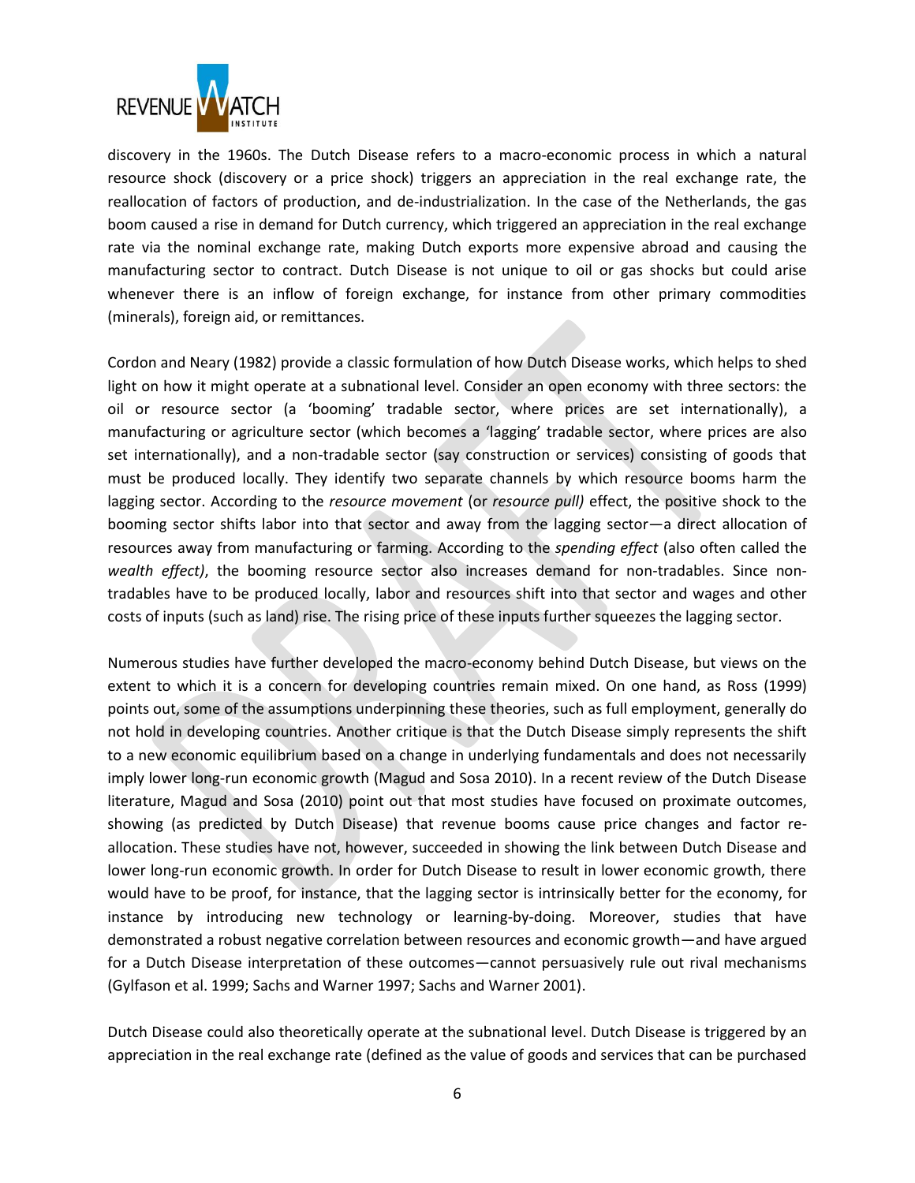discovery in the 1960s. The Dutch Disease refers to a macro-economic process in which a natural resource shock (discovery or a price shock) triggers an appreciation in the real exchange rate, the reallocation of factors of production, and de-industrialization. In the case of the Netherlands, the gas boom caused a rise in demand for Dutch currency, which triggered an appreciation in the real exchange rate via the nominal exchange rate, making Dutch exports more expensive abroad and causing the manufacturing sector to contract. Dutch Disease is not unique to oil or gas shocks but could arise whenever there is an inflow of foreign exchange, for instance from other primary commodities (minerals), foreign aid, or remittances.

Cordon and Neary (1982) provide a classic formulation of how Dutch Disease works, which helps to shed light on how it might operate at a subnational level. Consider an open economy with three sectors: the oil or resource sector (a 'booming' tradable sector, where prices are set internationally), a manufacturing or agriculture sector (which becomes a 'lagging' tradable sector, where prices are also set internationally), and a non-tradable sector (say construction or services) consisting of goods that must be produced locally. They identify two separate channels by which resource booms harm the lagging sector. According to the *resource movement* (or *resource pull)* effect, the positive shock to the booming sector shifts labor into that sector and away from the lagging sector—a direct allocation of resources away from manufacturing or farming. According to the *spending effect* (also often called the *wealth effect)*, the booming resource sector also increases demand for non-tradables. Since non-tradables have to be produced locally, labor and resources shift into that sector and wages and other costs of inputs (such as land) rise. The rising price of these inputs further squeezes the lagging sector.

Numerous studies have further developed the macro-economy behind Dutch Disease, but views on the extent to which it is a concern for developing countries remain mixed. On one hand, as Ross (1999) points out, some of the assumptions underpinning these theories, such as full employment, generally do not hold in developing countries. Another critique is that the Dutch Disease simply represents the shift to a new economic equilibrium based on a change in underlying fundamentals and does not necessarily imply lower long-run economic growth (Magud and Sosa 2010). In a recent review of the Dutch Disease literature, Magud and Sosa (2010) point out that most studies have focused on proximate outcomes, showing (as predicted by Dutch Disease) that revenue booms cause price changes and factor re-allocation. These studies have not, however, succeeded in showing the link between Dutch Disease and lower long-run economic growth. In order for Dutch Disease to result in lower economic growth, there would have to be proof, for instance, that the lagging sector is intrinsically better for the economy, for instance by introducing new technology or learning-by-doing. Moreover, studies that have demonstrated a robust negative correlation between resources and economic growth—and have argued for a Dutch Disease interpretation of these outcomes—cannot persuasively rule out rival mechanisms (Gylfason et al. 1999; Sachs and Warner 1997; Sachs and Warner 2001).

Dutch Disease could also theoretically operate at the subnational level. Dutch Disease is triggered by an appreciation in the real exchange rate (defined as the value of goods and services that can be purchased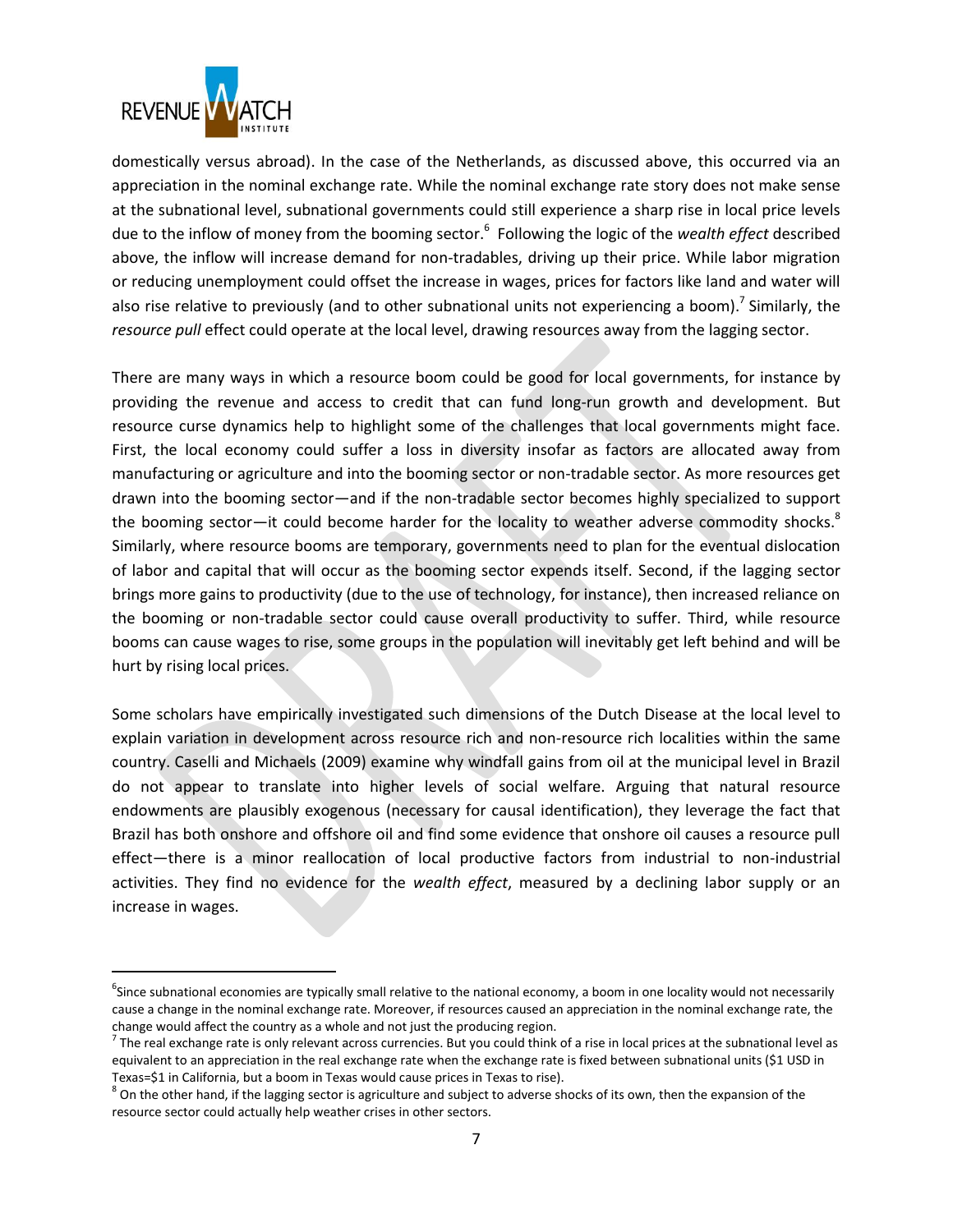domestically versus abroad). In the case of the Netherlands, as discussed above, this occurred via an appreciation in the nominal exchange rate. While the nominal exchange rate story does not make sense at the subnational level, subnational governments could still experience a sharp rise in local price levels due to the inflow of money from the booming sector.[6] Following the logic of the *wealth effect* described above, the inflow will increase demand for non-tradables, driving up their price. While labor migration or reducing unemployment could offset the increase in wages, prices for factors like land and water will also rise relative to previously (and to other subnational units not experiencing a boom).[7] Similarly, the *resource pull* effect could operate at the local level, drawing resources away from the lagging sector.

There are many ways in which a resource boom could be good for local governments, for instance by providing the revenue and access to credit that can fund long-run growth and development. But resource curse dynamics help to highlight some of the challenges that local governments might face. First, the local economy could suffer a loss in diversity insofar as factors are allocated away from manufacturing or agriculture and into the booming sector or non-tradable sector. As more resources get drawn into the booming sector—and if the non-tradable sector becomes highly specialized to support the booming sector—it could become harder for the locality to weather adverse commodity shocks.[8] Similarly, where resource booms are temporary, governments need to plan for the eventual dislocation of labor and capital that will occur as the booming sector expends itself. Second, if the lagging sector brings more gains to productivity (due to the use of technology, for instance), then increased reliance on the booming or non-tradable sector could cause overall productivity to suffer. Third, while resource booms can cause wages to rise, some groups in the population will inevitably get left behind and will be hurt by rising local prices.

Some scholars have empirically investigated such dimensions of the Dutch Disease at the local level to explain variation in development across resource rich and non-resource rich localities within the same country. Caselli and Michaels (2009) examine why windfall gains from oil at the municipal level in Brazil do not appear to translate into higher levels of social welfare. Arguing that natural resource endowments are plausibly exogenous (necessary for causal identification), they leverage the fact that Brazil has both onshore and offshore oil and find some evidence that onshore oil causes a resource pull effect—there is a minor reallocation of local productive factors from industrial to non-industrial activities. They find no evidence for the *wealth effect*, measured by a declining labor supply or an increase in wages.

---

[6] Since subnational economies are typically small relative to the national economy, a boom in one locality would not necessarily cause a change in the nominal exchange rate. Moreover, if resources caused an appreciation in the nominal exchange rate, the change would affect the country as a whole and not just the producing region.

[7] The real exchange rate is only relevant across currencies. But you could think of a rise in local prices at the subnational level as equivalent to an appreciation in the real exchange rate when the exchange rate is fixed between subnational units ($1 USD in Texas=$1 in California, but a boom in Texas would cause prices in Texas to rise).

[8] On the other hand, if the lagging sector is agriculture and subject to adverse shocks of its own, then the expansion of the resource sector could actually help weather crises in other sectors.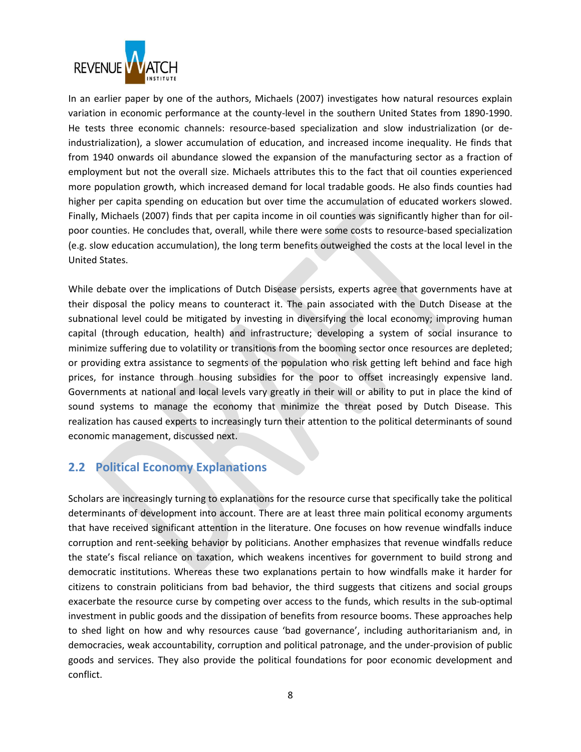In an earlier paper by one of the authors, Michaels (2007) investigates how natural resources explain variation in economic performance at the county-level in the southern United States from 1890-1990. He tests three economic channels: resource-based specialization and slow industrialization (or de-industrialization), a slower accumulation of education, and increased income inequality. He finds that from 1940 onwards oil abundance slowed the expansion of the manufacturing sector as a fraction of employment but not the overall size. Michaels attributes this to the fact that oil counties experienced more population growth, which increased demand for local tradable goods. He also finds counties had higher per capita spending on education but over time the accumulation of educated workers slowed. Finally, Michaels (2007) finds that per capita income in oil counties was significantly higher than for oil-poor counties. He concludes that, overall, while there were some costs to resource-based specialization (e.g. slow education accumulation), the long term benefits outweighed the costs at the local level in the United States.

While debate over the implications of Dutch Disease persists, experts agree that governments have at their disposal the policy means to counteract it. The pain associated with the Dutch Disease at the subnational level could be mitigated by investing in diversifying the local economy; improving human capital (through education, health) and infrastructure; developing a system of social insurance to minimize suffering due to volatility or transitions from the booming sector once resources are depleted; or providing extra assistance to segments of the population who risk getting left behind and face high prices, for instance through housing subsidies for the poor to offset increasingly expensive land. Governments at national and local levels vary greatly in their will or ability to put in place the kind of sound systems to manage the economy that minimize the threat posed by Dutch Disease. This realization has caused experts to increasingly turn their attention to the political determinants of sound economic management, discussed next.

## 2.2 Political Economy Explanations

Scholars are increasingly turning to explanations for the resource curse that specifically take the political determinants of development into account. There are at least three main political economy arguments that have received significant attention in the literature. One focuses on how revenue windfalls induce corruption and rent-seeking behavior by politicians. Another emphasizes that revenue windfalls reduce the state's fiscal reliance on taxation, which weakens incentives for government to build strong and democratic institutions. Whereas these two explanations pertain to how windfalls make it harder for citizens to constrain politicians from bad behavior, the third suggests that citizens and social groups exacerbate the resource curse by competing over access to the funds, which results in the sub-optimal investment in public goods and the dissipation of benefits from resource booms. These approaches help to shed light on how and why resources cause 'bad governance', including authoritarianism and, in democracies, weak accountability, corruption and political patronage, and the under-provision of public goods and services. They also provide the political foundations for poor economic development and conflict.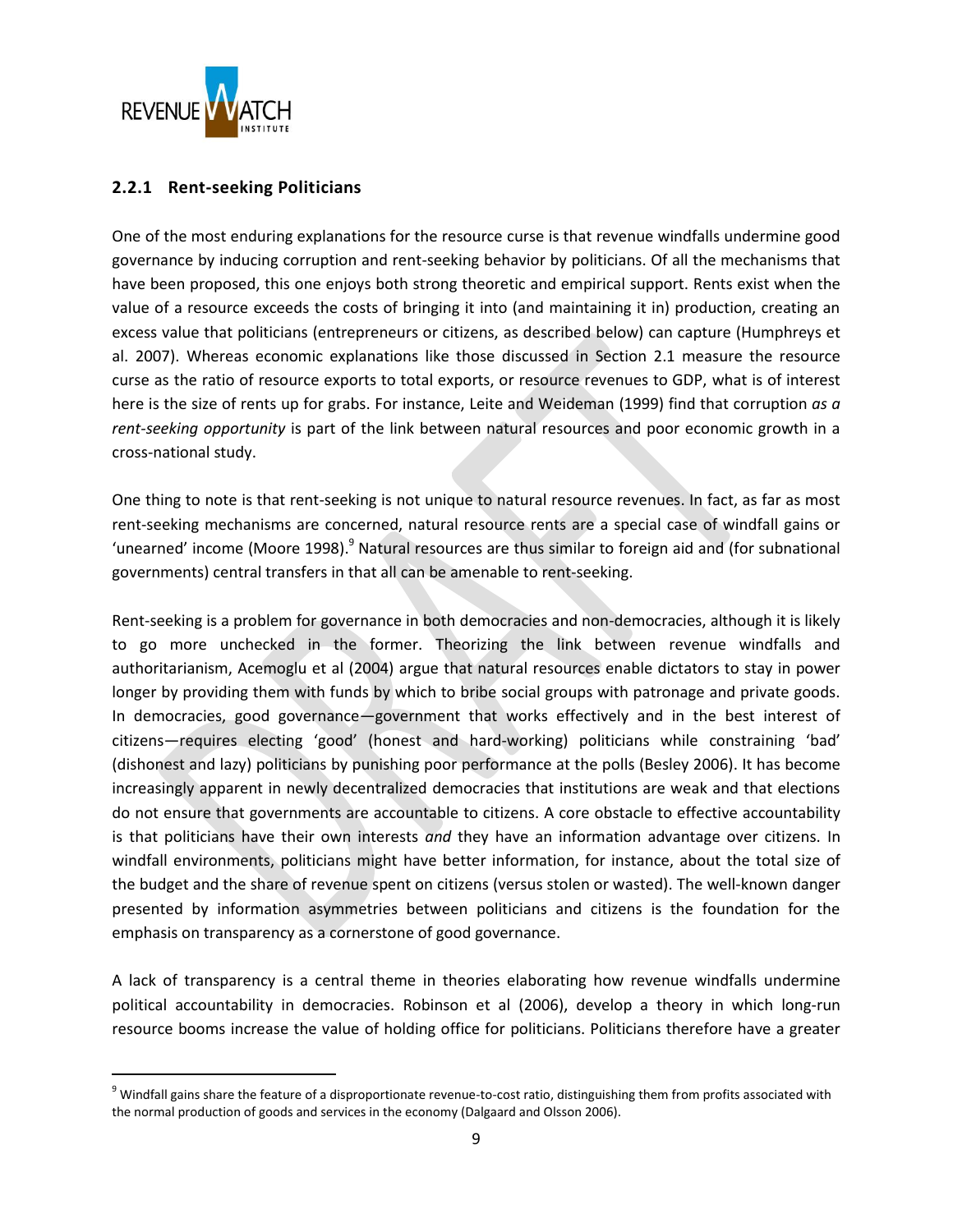### 2.2.1 Rent-seeking Politicians

One of the most enduring explanations for the resource curse is that revenue windfalls undermine good governance by inducing corruption and rent-seeking behavior by politicians. Of all the mechanisms that have been proposed, this one enjoys both strong theoretic and empirical support. Rents exist when the value of a resource exceeds the costs of bringing it into (and maintaining it in) production, creating an excess value that politicians (entrepreneurs or citizens, as described below) can capture (Humphreys et al. 2007). Whereas economic explanations like those discussed in Section 2.1 measure the resource curse as the ratio of resource exports to total exports, or resource revenues to GDP, what is of interest here is the size of rents up for grabs. For instance, Leite and Weideman (1999) find that corruption *as a rent-seeking opportunity* is part of the link between natural resources and poor economic growth in a cross-national study.

One thing to note is that rent-seeking is not unique to natural resource revenues. In fact, as far as most rent-seeking mechanisms are concerned, natural resource rents are a special case of windfall gains or 'unearned' income (Moore 1998).[9] Natural resources are thus similar to foreign aid and (for subnational governments) central transfers in that all can be amenable to rent-seeking.

Rent-seeking is a problem for governance in both democracies and non-democracies, although it is likely to go more unchecked in the former. Theorizing the link between revenue windfalls and authoritarianism, Acemoglu et al (2004) argue that natural resources enable dictators to stay in power longer by providing them with funds by which to bribe social groups with patronage and private goods. In democracies, good governance—government that works effectively and in the best interest of citizens—requires electing 'good' (honest and hard-working) politicians while constraining 'bad' (dishonest and lazy) politicians by punishing poor performance at the polls (Besley 2006). It has become increasingly apparent in newly decentralized democracies that institutions are weak and that elections do not ensure that governments are accountable to citizens. A core obstacle to effective accountability is that politicians have their own interests *and* they have an information advantage over citizens. In windfall environments, politicians might have better information, for instance, about the total size of the budget and the share of revenue spent on citizens (versus stolen or wasted). The well-known danger presented by information asymmetries between politicians and citizens is the foundation for the emphasis on transparency as a cornerstone of good governance.

A lack of transparency is a central theme in theories elaborating how revenue windfalls undermine political accountability in democracies. Robinson et al (2006), develop a theory in which long-run resource booms increase the value of holding office for politicians. Politicians therefore have a greater

[9] Windfall gains share the feature of a disproportionate revenue-to-cost ratio, distinguishing them from profits associated with the normal production of goods and services in the economy (Dalgaard and Olsson 2006).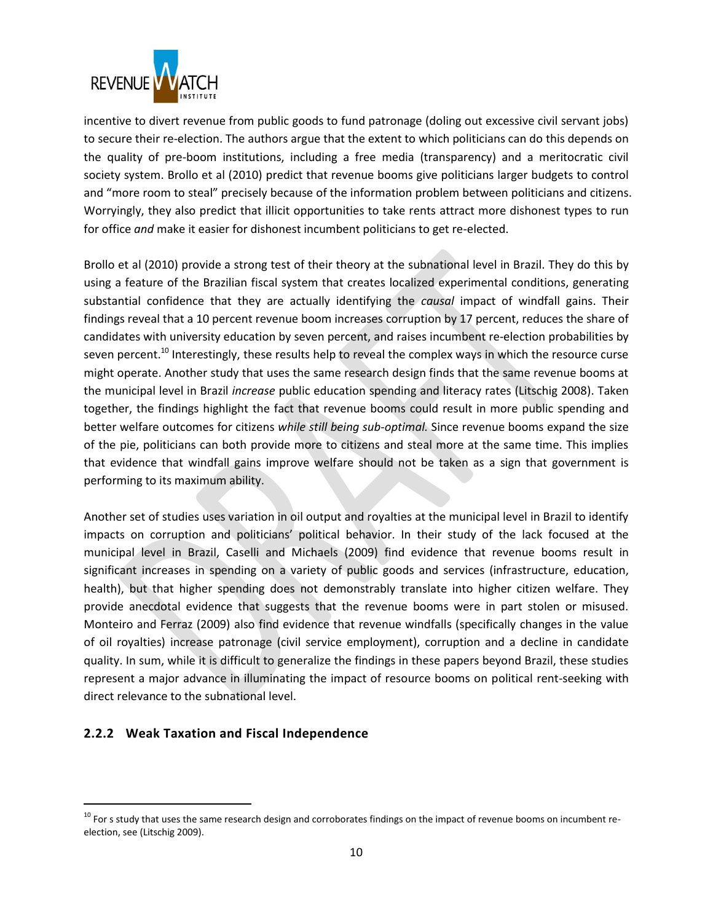incentive to divert revenue from public goods to fund patronage (doling out excessive civil servant jobs) to secure their re-election. The authors argue that the extent to which politicians can do this depends on the quality of pre-boom institutions, including a free media (transparency) and a meritocratic civil society system. Brollo et al (2010) predict that revenue booms give politicians larger budgets to control and "more room to steal" precisely because of the information problem between politicians and citizens. Worryingly, they also predict that illicit opportunities to take rents attract more dishonest types to run for office *and* make it easier for dishonest incumbent politicians to get re-elected.

Brollo et al (2010) provide a strong test of their theory at the subnational level in Brazil. They do this by using a feature of the Brazilian fiscal system that creates localized experimental conditions, generating substantial confidence that they are actually identifying the *causal* impact of windfall gains. Their findings reveal that a 10 percent revenue boom increases corruption by 17 percent, reduces the share of candidates with university education by seven percent, and raises incumbent re-election probabilities by seven percent.[10] Interestingly, these results help to reveal the complex ways in which the resource curse might operate. Another study that uses the same research design finds that the same revenue booms at the municipal level in Brazil *increase* public education spending and literacy rates (Litschig 2008). Taken together, the findings highlight the fact that revenue booms could result in more public spending and better welfare outcomes for citizens *while still being sub-optimal.* Since revenue booms expand the size of the pie, politicians can both provide more to citizens and steal more at the same time. This implies that evidence that windfall gains improve welfare should not be taken as a sign that government is performing to its maximum ability.

Another set of studies uses variation in oil output and royalties at the municipal level in Brazil to identify impacts on corruption and politicians' political behavior. In their study of the lack focused at the municipal level in Brazil, Caselli and Michaels (2009) find evidence that revenue booms result in significant increases in spending on a variety of public goods and services (infrastructure, education, health), but that higher spending does not demonstrably translate into higher citizen welfare. They provide anecdotal evidence that suggests that the revenue booms were in part stolen or misused. Monteiro and Ferraz (2009) also find evidence that revenue windfalls (specifically changes in the value of oil royalties) increase patronage (civil service employment), corruption and a decline in candidate quality. In sum, while it is difficult to generalize the findings in these papers beyond Brazil, these studies represent a major advance in illuminating the impact of resource booms on political rent-seeking with direct relevance to the subnational level.

### 2.2.2 Weak Taxation and Fiscal Independence

[10] For s study that uses the same research design and corroborates findings on the impact of revenue booms on incumbent re-election, see (Litschig 2009).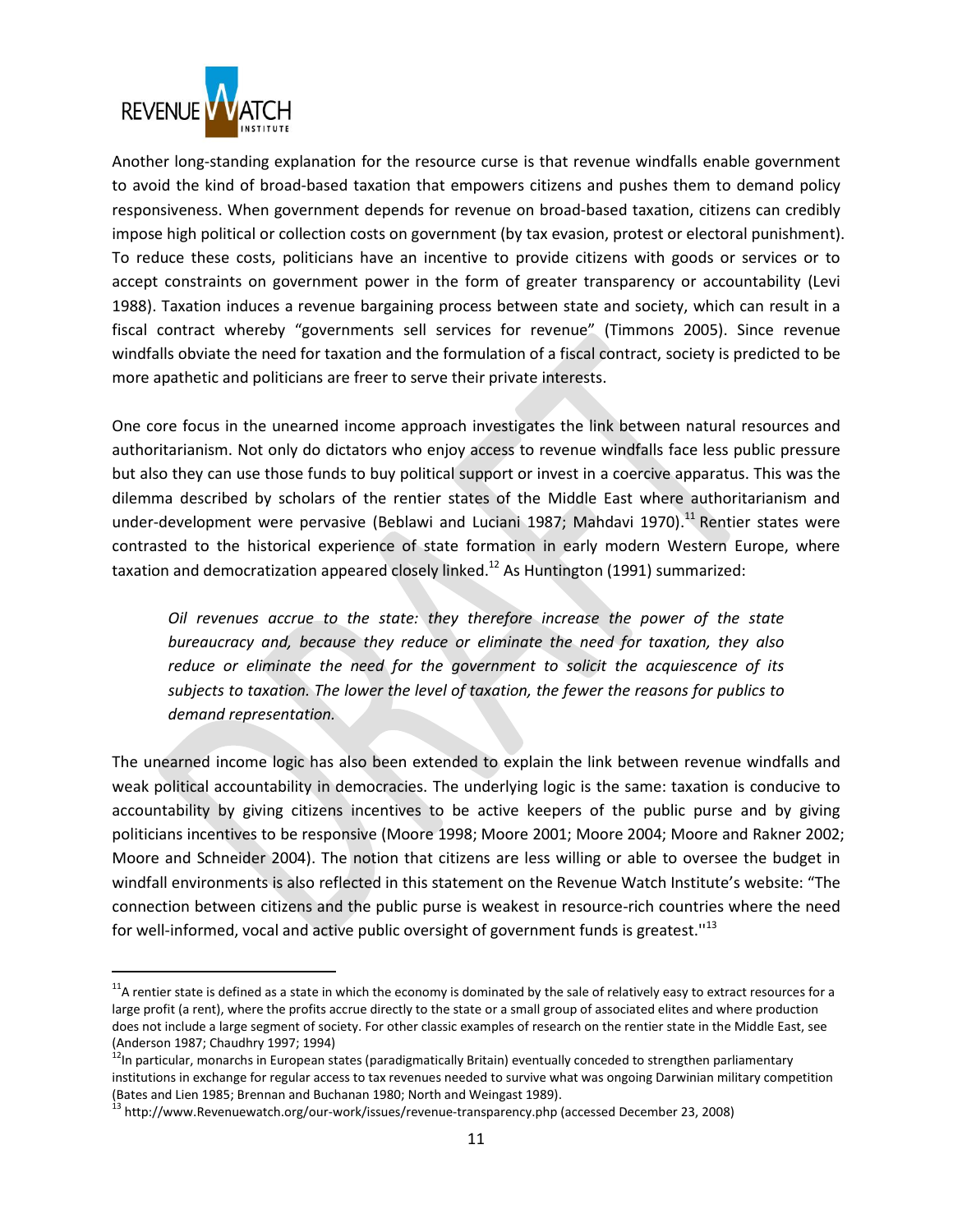Another long-standing explanation for the resource curse is that revenue windfalls enable government to avoid the kind of broad-based taxation that empowers citizens and pushes them to demand policy responsiveness. When government depends for revenue on broad-based taxation, citizens can credibly impose high political or collection costs on government (by tax evasion, protest or electoral punishment). To reduce these costs, politicians have an incentive to provide citizens with goods or services or to accept constraints on government power in the form of greater transparency or accountability (Levi 1988). Taxation induces a revenue bargaining process between state and society, which can result in a fiscal contract whereby "governments sell services for revenue" (Timmons 2005). Since revenue windfalls obviate the need for taxation and the formulation of a fiscal contract, society is predicted to be more apathetic and politicians are freer to serve their private interests.

One core focus in the unearned income approach investigates the link between natural resources and authoritarianism. Not only do dictators who enjoy access to revenue windfalls face less public pressure but also they can use those funds to buy political support or invest in a coercive apparatus. This was the dilemma described by scholars of the rentier states of the Middle East where authoritarianism and under-development were pervasive (Beblawi and Luciani 1987; Mahdavi 1970).[11] Rentier states were contrasted to the historical experience of state formation in early modern Western Europe, where taxation and democratization appeared closely linked.[12] As Huntington (1991) summarized:

> *Oil revenues accrue to the state: they therefore increase the power of the state bureaucracy and, because they reduce or eliminate the need for taxation, they also reduce or eliminate the need for the government to solicit the acquiescence of its subjects to taxation. The lower the level of taxation, the fewer the reasons for publics to demand representation.*

The unearned income logic has also been extended to explain the link between revenue windfalls and weak political accountability in democracies. The underlying logic is the same: taxation is conducive to accountability by giving citizens incentives to be active keepers of the public purse and by giving politicians incentives to be responsive (Moore 1998; Moore 2001; Moore 2004; Moore and Rakner 2002; Moore and Schneider 2004). The notion that citizens are less willing or able to oversee the budget in windfall environments is also reflected in this statement on the Revenue Watch Institute's website: "The connection between citizens and the public purse is weakest in resource-rich countries where the need for well-informed, vocal and active public oversight of government funds is greatest."[13]

---

[11] A rentier state is defined as a state in which the economy is dominated by the sale of relatively easy to extract resources for a large profit (a rent), where the profits accrue directly to the state or a small group of associated elites and where production does not include a large segment of society. For other classic examples of research on the rentier state in the Middle East, see (Anderson 1987; Chaudhry 1997; 1994)

[12] In particular, monarchs in European states (paradigmatically Britain) eventually conceded to strengthen parliamentary institutions in exchange for regular access to tax revenues needed to survive what was ongoing Darwinian military competition (Bates and Lien 1985; Brennan and Buchanan 1980; North and Weingast 1989).

[13] http://www.Revenuewatch.org/our-work/issues/revenue-transparency.php (accessed December 23, 2008)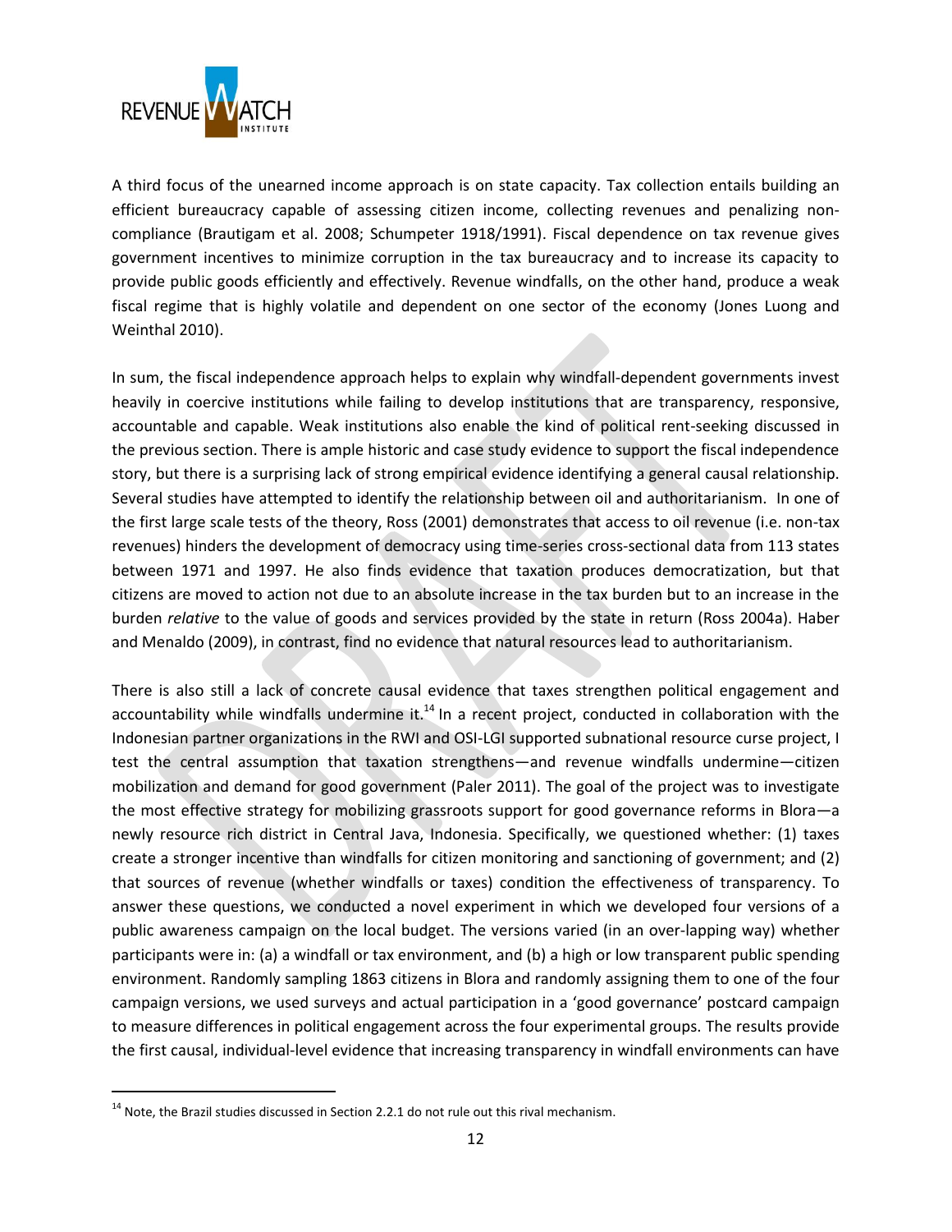A third focus of the unearned income approach is on state capacity. Tax collection entails building an efficient bureaucracy capable of assessing citizen income, collecting revenues and penalizing non-compliance (Brautigam et al. 2008; Schumpeter 1918/1991). Fiscal dependence on tax revenue gives government incentives to minimize corruption in the tax bureaucracy and to increase its capacity to provide public goods efficiently and effectively. Revenue windfalls, on the other hand, produce a weak fiscal regime that is highly volatile and dependent on one sector of the economy (Jones Luong and Weinthal 2010).

In sum, the fiscal independence approach helps to explain why windfall-dependent governments invest heavily in coercive institutions while failing to develop institutions that are transparency, responsive, accountable and capable. Weak institutions also enable the kind of political rent-seeking discussed in the previous section. There is ample historic and case study evidence to support the fiscal independence story, but there is a surprising lack of strong empirical evidence identifying a general causal relationship. Several studies have attempted to identify the relationship between oil and authoritarianism. In one of the first large scale tests of the theory, Ross (2001) demonstrates that access to oil revenue (i.e. non-tax revenues) hinders the development of democracy using time-series cross-sectional data from 113 states between 1971 and 1997. He also finds evidence that taxation produces democratization, but that citizens are moved to action not due to an absolute increase in the tax burden but to an increase in the burden *relative* to the value of goods and services provided by the state in return (Ross 2004a). Haber and Menaldo (2009), in contrast, find no evidence that natural resources lead to authoritarianism.

There is also still a lack of concrete causal evidence that taxes strengthen political engagement and accountability while windfalls undermine it.[14] In a recent project, conducted in collaboration with the Indonesian partner organizations in the RWI and OSI-LGI supported subnational resource curse project, I test the central assumption that taxation strengthens—and revenue windfalls undermine—citizen mobilization and demand for good government (Paler 2011). The goal of the project was to investigate the most effective strategy for mobilizing grassroots support for good governance reforms in Blora—a newly resource rich district in Central Java, Indonesia. Specifically, we questioned whether: (1) taxes create a stronger incentive than windfalls for citizen monitoring and sanctioning of government; and (2) that sources of revenue (whether windfalls or taxes) condition the effectiveness of transparency. To answer these questions, we conducted a novel experiment in which we developed four versions of a public awareness campaign on the local budget. The versions varied (in an over-lapping way) whether participants were in: (a) a windfall or tax environment, and (b) a high or low transparent public spending environment. Randomly sampling 1863 citizens in Blora and randomly assigning them to one of the four campaign versions, we used surveys and actual participation in a 'good governance' postcard campaign to measure differences in political engagement across the four experimental groups. The results provide the first causal, individual-level evidence that increasing transparency in windfall environments can have

[14] Note, the Brazil studies discussed in Section 2.2.1 do not rule out this rival mechanism.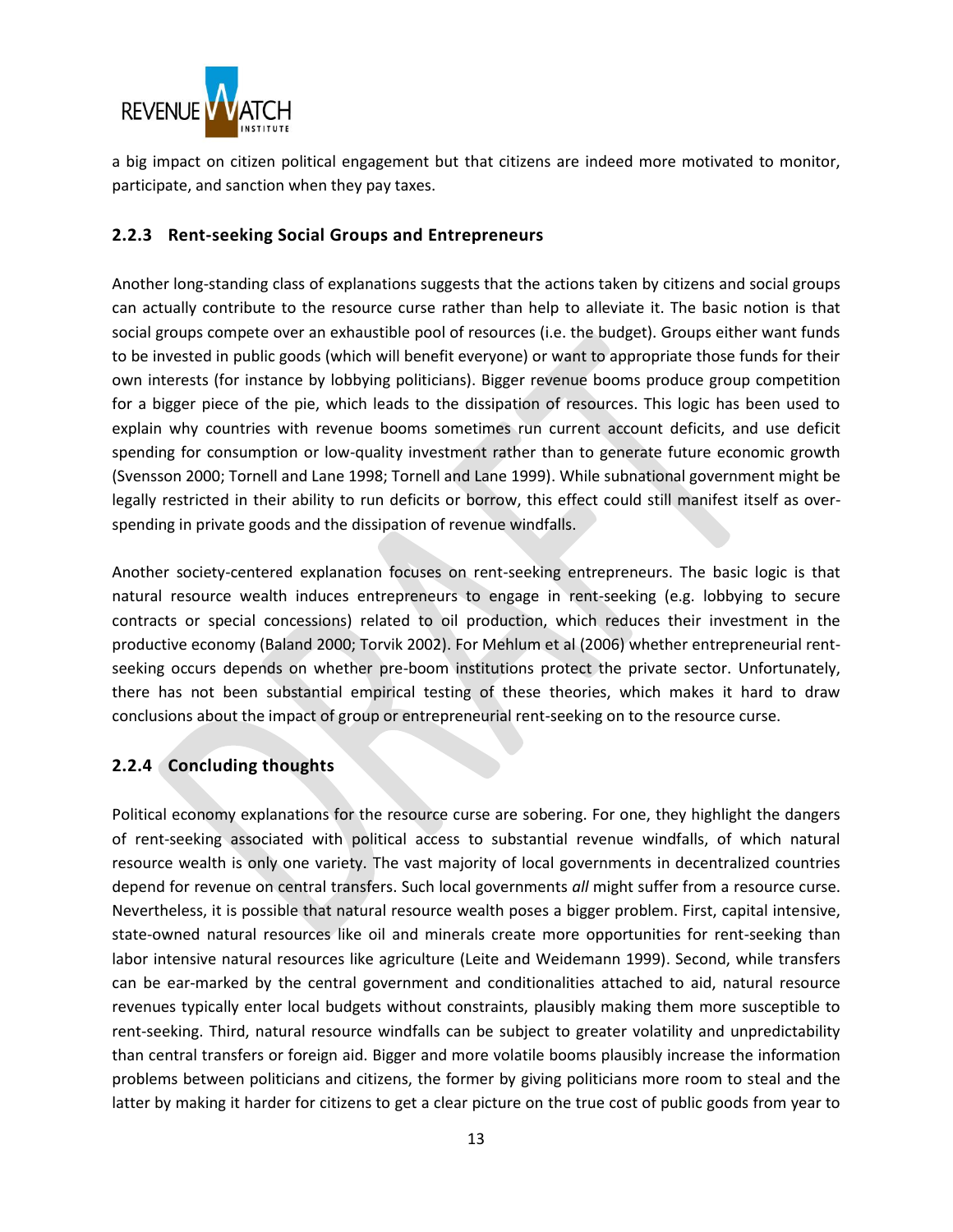a big impact on citizen political engagement but that citizens are indeed more motivated to monitor, participate, and sanction when they pay taxes.

### 2.2.3 Rent-seeking Social Groups and Entrepreneurs

Another long-standing class of explanations suggests that the actions taken by citizens and social groups can actually contribute to the resource curse rather than help to alleviate it. The basic notion is that social groups compete over an exhaustible pool of resources (i.e. the budget). Groups either want funds to be invested in public goods (which will benefit everyone) or want to appropriate those funds for their own interests (for instance by lobbying politicians). Bigger revenue booms produce group competition for a bigger piece of the pie, which leads to the dissipation of resources. This logic has been used to explain why countries with revenue booms sometimes run current account deficits, and use deficit spending for consumption or low-quality investment rather than to generate future economic growth (Svensson 2000; Tornell and Lane 1998; Tornell and Lane 1999). While subnational government might be legally restricted in their ability to run deficits or borrow, this effect could still manifest itself as over-spending in private goods and the dissipation of revenue windfalls.

Another society-centered explanation focuses on rent-seeking entrepreneurs. The basic logic is that natural resource wealth induces entrepreneurs to engage in rent-seeking (e.g. lobbying to secure contracts or special concessions) related to oil production, which reduces their investment in the productive economy (Baland 2000; Torvik 2002). For Mehlum et al (2006) whether entrepreneurial rent-seeking occurs depends on whether pre-boom institutions protect the private sector. Unfortunately, there has not been substantial empirical testing of these theories, which makes it hard to draw conclusions about the impact of group or entrepreneurial rent-seeking on to the resource curse.

### 2.2.4 Concluding thoughts

Political economy explanations for the resource curse are sobering. For one, they highlight the dangers of rent-seeking associated with political access to substantial revenue windfalls, of which natural resource wealth is only one variety. The vast majority of local governments in decentralized countries depend for revenue on central transfers. Such local governments *all* might suffer from a resource curse. Nevertheless, it is possible that natural resource wealth poses a bigger problem. First, capital intensive, state-owned natural resources like oil and minerals create more opportunities for rent-seeking than labor intensive natural resources like agriculture (Leite and Weidemann 1999). Second, while transfers can be ear-marked by the central government and conditionalities attached to aid, natural resource revenues typically enter local budgets without constraints, plausibly making them more susceptible to rent-seeking. Third, natural resource windfalls can be subject to greater volatility and unpredictability than central transfers or foreign aid. Bigger and more volatile booms plausibly increase the information problems between politicians and citizens, the former by giving politicians more room to steal and the latter by making it harder for citizens to get a clear picture on the true cost of public goods from year to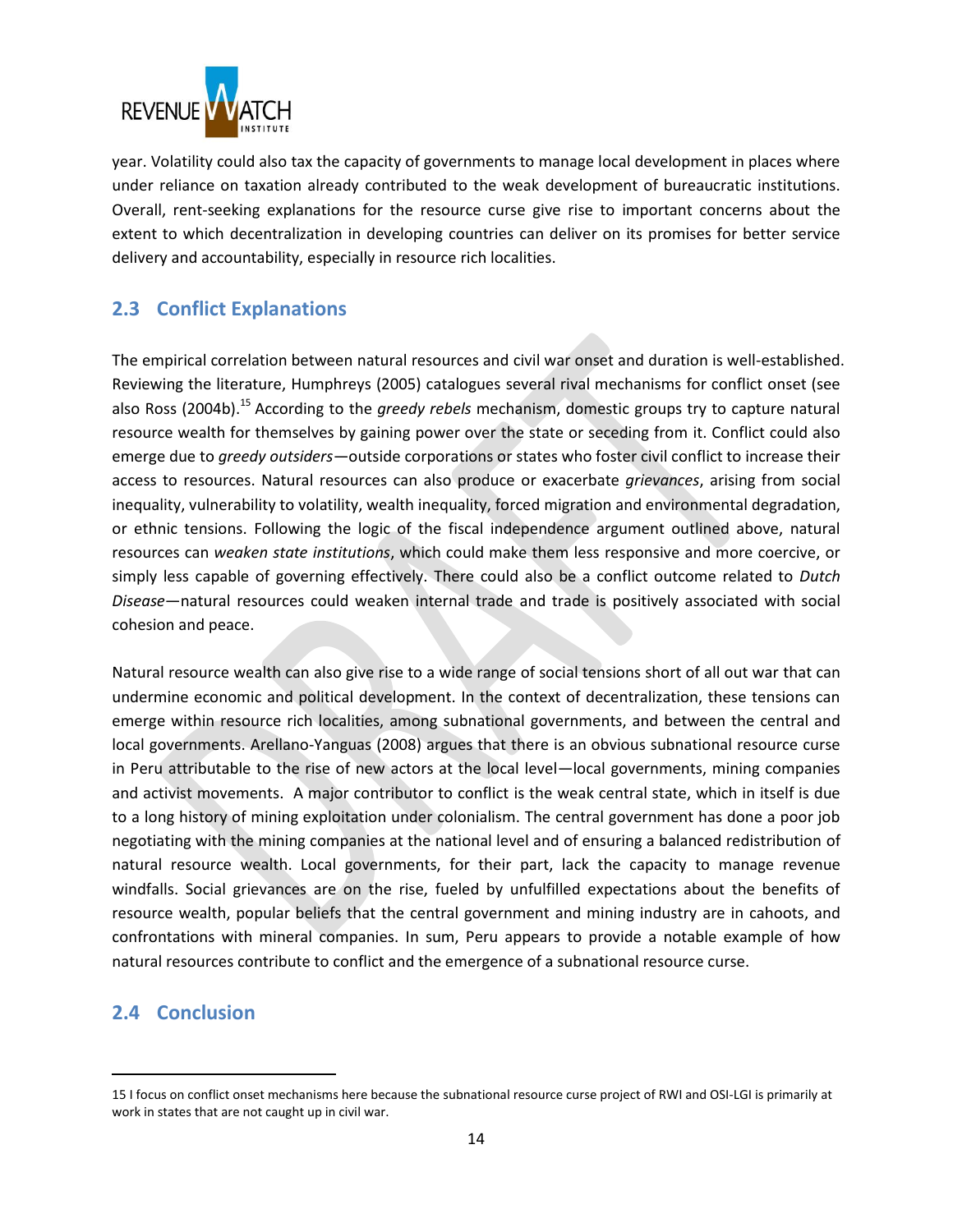year. Volatility could also tax the capacity of governments to manage local development in places where under reliance on taxation already contributed to the weak development of bureaucratic institutions. Overall, rent-seeking explanations for the resource curse give rise to important concerns about the extent to which decentralization in developing countries can deliver on its promises for better service delivery and accountability, especially in resource rich localities.

## 2.3 Conflict Explanations

The empirical correlation between natural resources and civil war onset and duration is well-established. Reviewing the literature, Humphreys (2005) catalogues several rival mechanisms for conflict onset (see also Ross (2004b).[15] According to the *greedy rebels* mechanism, domestic groups try to capture natural resource wealth for themselves by gaining power over the state or seceding from it. Conflict could also emerge due to *greedy outsiders*—outside corporations or states who foster civil conflict to increase their access to resources. Natural resources can also produce or exacerbate *grievances*, arising from social inequality, vulnerability to volatility, wealth inequality, forced migration and environmental degradation, or ethnic tensions. Following the logic of the fiscal independence argument outlined above, natural resources can *weaken state institutions*, which could make them less responsive and more coercive, or simply less capable of governing effectively. There could also be a conflict outcome related to *Dutch Disease*—natural resources could weaken internal trade and trade is positively associated with social cohesion and peace.

Natural resource wealth can also give rise to a wide range of social tensions short of all out war that can undermine economic and political development. In the context of decentralization, these tensions can emerge within resource rich localities, among subnational governments, and between the central and local governments. Arellano-Yanguas (2008) argues that there is an obvious subnational resource curse in Peru attributable to the rise of new actors at the local level—local governments, mining companies and activist movements. A major contributor to conflict is the weak central state, which in itself is due to a long history of mining exploitation under colonialism. The central government has done a poor job negotiating with the mining companies at the national level and of ensuring a balanced redistribution of natural resource wealth. Local governments, for their part, lack the capacity to manage revenue windfalls. Social grievances are on the rise, fueled by unfulfilled expectations about the benefits of resource wealth, popular beliefs that the central government and mining industry are in cahoots, and confrontations with mineral companies. In sum, Peru appears to provide a notable example of how natural resources contribute to conflict and the emergence of a subnational resource curse.

## 2.4 Conclusion

---

15 I focus on conflict onset mechanisms here because the subnational resource curse project of RWI and OSI-LGI is primarily at work in states that are not caught up in civil war.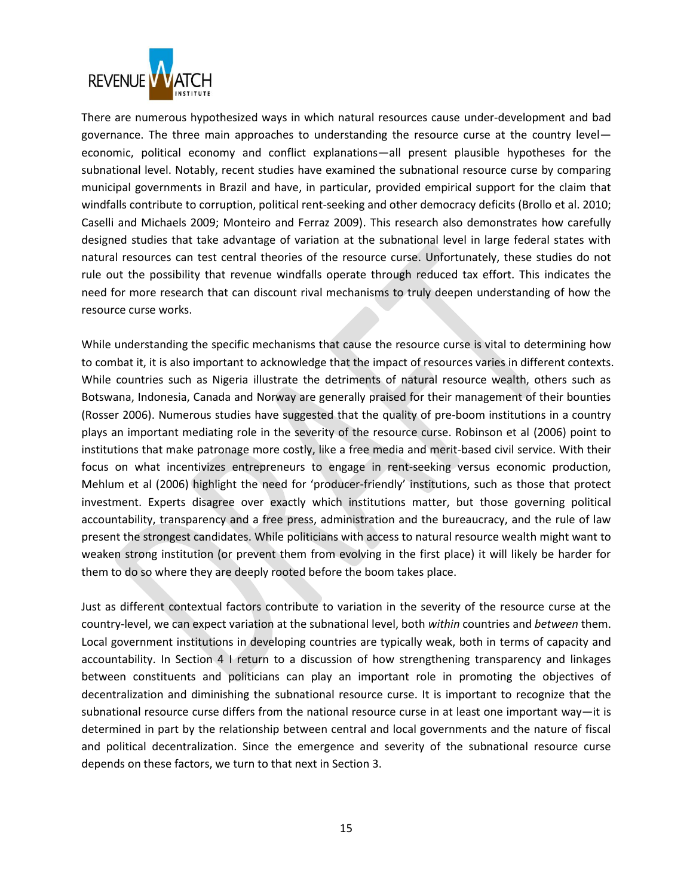There are numerous hypothesized ways in which natural resources cause under-development and bad governance. The three main approaches to understanding the resource curse at the country level—economic, political economy and conflict explanations—all present plausible hypotheses for the subnational level. Notably, recent studies have examined the subnational resource curse by comparing municipal governments in Brazil and have, in particular, provided empirical support for the claim that windfalls contribute to corruption, political rent-seeking and other democracy deficits (Brollo et al. 2010; Caselli and Michaels 2009; Monteiro and Ferraz 2009). This research also demonstrates how carefully designed studies that take advantage of variation at the subnational level in large federal states with natural resources can test central theories of the resource curse. Unfortunately, these studies do not rule out the possibility that revenue windfalls operate through reduced tax effort. This indicates the need for more research that can discount rival mechanisms to truly deepen understanding of how the resource curse works.

While understanding the specific mechanisms that cause the resource curse is vital to determining how to combat it, it is also important to acknowledge that the impact of resources varies in different contexts. While countries such as Nigeria illustrate the detriments of natural resource wealth, others such as Botswana, Indonesia, Canada and Norway are generally praised for their management of their bounties (Rosser 2006). Numerous studies have suggested that the quality of pre-boom institutions in a country plays an important mediating role in the severity of the resource curse. Robinson et al (2006) point to institutions that make patronage more costly, like a free media and merit-based civil service. With their focus on what incentivizes entrepreneurs to engage in rent-seeking versus economic production, Mehlum et al (2006) highlight the need for 'producer-friendly' institutions, such as those that protect investment. Experts disagree over exactly which institutions matter, but those governing political accountability, transparency and a free press, administration and the bureaucracy, and the rule of law present the strongest candidates. While politicians with access to natural resource wealth might want to weaken strong institution (or prevent them from evolving in the first place) it will likely be harder for them to do so where they are deeply rooted before the boom takes place.

Just as different contextual factors contribute to variation in the severity of the resource curse at the country-level, we can expect variation at the subnational level, both *within* countries and *between* them. Local government institutions in developing countries are typically weak, both in terms of capacity and accountability. In Section 4 I return to a discussion of how strengthening transparency and linkages between constituents and politicians can play an important role in promoting the objectives of decentralization and diminishing the subnational resource curse. It is important to recognize that the subnational resource curse differs from the national resource curse in at least one important way—it is determined in part by the relationship between central and local governments and the nature of fiscal and political decentralization. Since the emergence and severity of the subnational resource curse depends on these factors, we turn to that next in Section 3.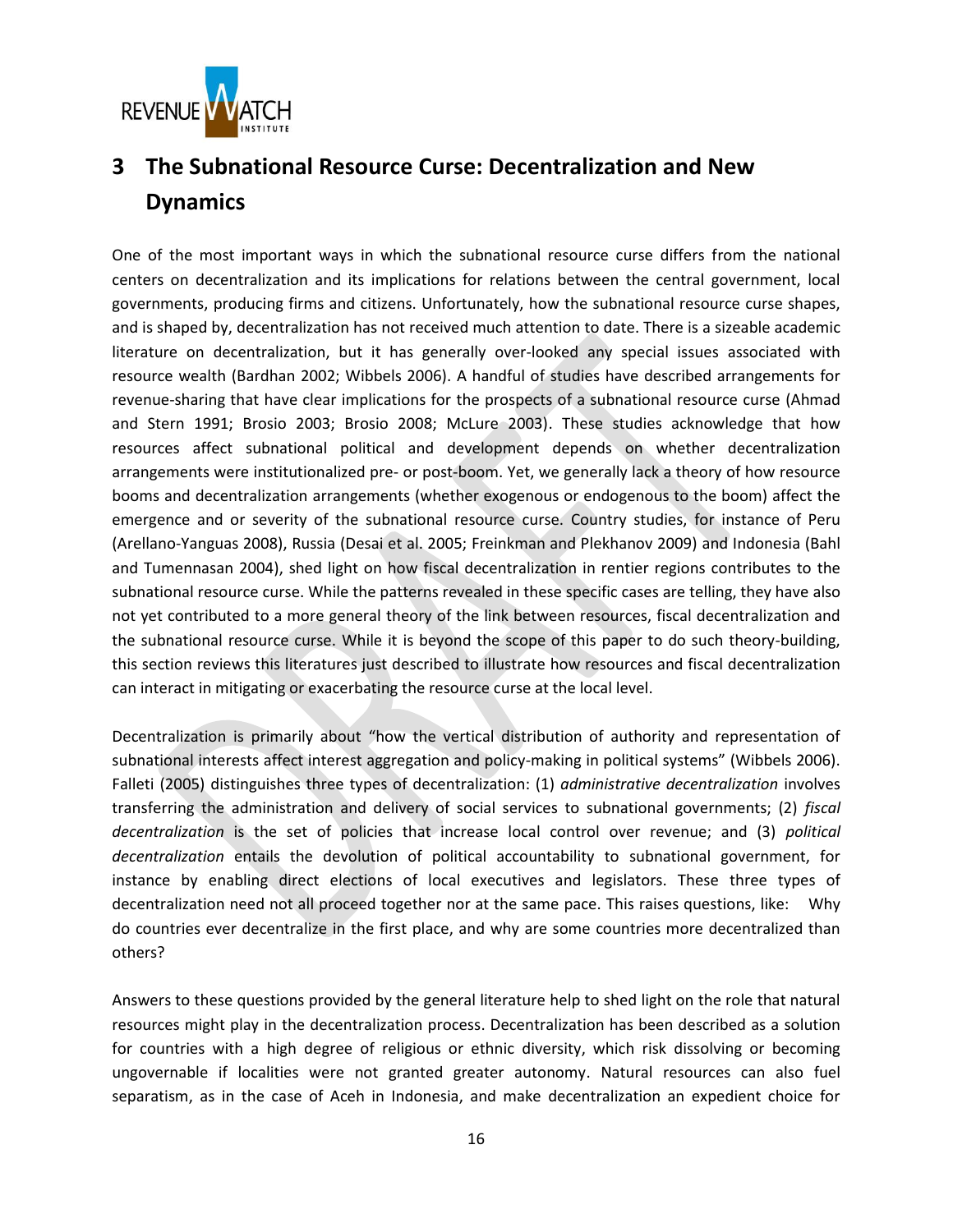# 3 The Subnational Resource Curse: Decentralization and New Dynamics

One of the most important ways in which the subnational resource curse differs from the national centers on decentralization and its implications for relations between the central government, local governments, producing firms and citizens. Unfortunately, how the subnational resource curse shapes, and is shaped by, decentralization has not received much attention to date. There is a sizeable academic literature on decentralization, but it has generally over-looked any special issues associated with resource wealth (Bardhan 2002; Wibbels 2006). A handful of studies have described arrangements for revenue-sharing that have clear implications for the prospects of a subnational resource curse (Ahmad and Stern 1991; Brosio 2003; Brosio 2008; McLure 2003). These studies acknowledge that how resources affect subnational political and development depends on whether decentralization arrangements were institutionalized pre- or post-boom. Yet, we generally lack a theory of how resource booms and decentralization arrangements (whether exogenous or endogenous to the boom) affect the emergence and or severity of the subnational resource curse. Country studies, for instance of Peru (Arellano-Yanguas 2008), Russia (Desai et al. 2005; Freinkman and Plekhanov 2009) and Indonesia (Bahl and Tumennasan 2004), shed light on how fiscal decentralization in rentier regions contributes to the subnational resource curse. While the patterns revealed in these specific cases are telling, they have also not yet contributed to a more general theory of the link between resources, fiscal decentralization and the subnational resource curse. While it is beyond the scope of this paper to do such theory-building, this section reviews this literatures just described to illustrate how resources and fiscal decentralization can interact in mitigating or exacerbating the resource curse at the local level.

Decentralization is primarily about "how the vertical distribution of authority and representation of subnational interests affect interest aggregation and policy-making in political systems" (Wibbels 2006). Falleti (2005) distinguishes three types of decentralization: (1) *administrative decentralization* involves transferring the administration and delivery of social services to subnational governments; (2) *fiscal decentralization* is the set of policies that increase local control over revenue; and (3) *political decentralization* entails the devolution of political accountability to subnational government, for instance by enabling direct elections of local executives and legislators. These three types of decentralization need not all proceed together nor at the same pace. This raises questions, like: Why do countries ever decentralize in the first place, and why are some countries more decentralized than others?

Answers to these questions provided by the general literature help to shed light on the role that natural resources might play in the decentralization process. Decentralization has been described as a solution for countries with a high degree of religious or ethnic diversity, which risk dissolving or becoming ungovernable if localities were not granted greater autonomy. Natural resources can also fuel separatism, as in the case of Aceh in Indonesia, and make decentralization an expedient choice for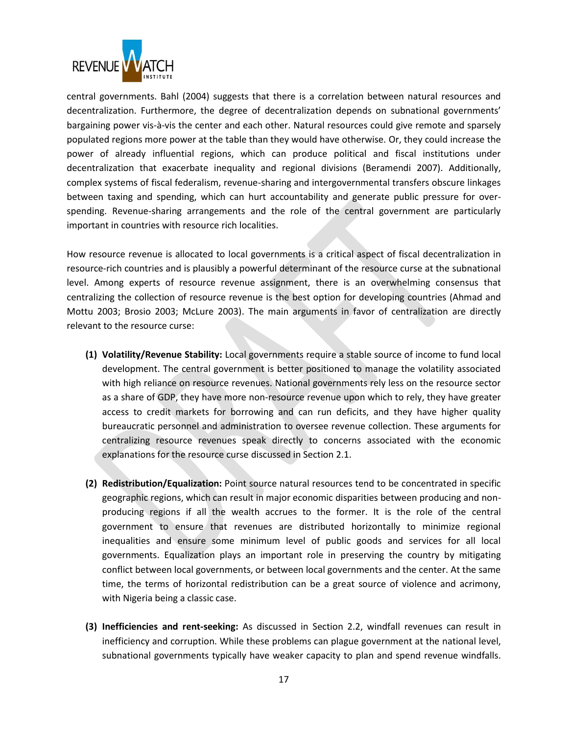central governments. Bahl (2004) suggests that there is a correlation between natural resources and decentralization. Furthermore, the degree of decentralization depends on subnational governments' bargaining power vis-à-vis the center and each other. Natural resources could give remote and sparsely populated regions more power at the table than they would have otherwise. Or, they could increase the power of already influential regions, which can produce political and fiscal institutions under decentralization that exacerbate inequality and regional divisions (Beramendi 2007). Additionally, complex systems of fiscal federalism, revenue-sharing and intergovernmental transfers obscure linkages between taxing and spending, which can hurt accountability and generate public pressure for over-spending. Revenue-sharing arrangements and the role of the central government are particularly important in countries with resource rich localities.

How resource revenue is allocated to local governments is a critical aspect of fiscal decentralization in resource-rich countries and is plausibly a powerful determinant of the resource curse at the subnational level. Among experts of resource revenue assignment, there is an overwhelming consensus that centralizing the collection of resource revenue is the best option for developing countries (Ahmad and Mottu 2003; Brosio 2003; McLure 2003). The main arguments in favor of centralization are directly relevant to the resource curse:

**(1) Volatility/Revenue Stability:** Local governments require a stable source of income to fund local development. The central government is better positioned to manage the volatility associated with high reliance on resource revenues. National governments rely less on the resource sector as a share of GDP, they have more non-resource revenue upon which to rely, they have greater access to credit markets for borrowing and can run deficits, and they have higher quality bureaucratic personnel and administration to oversee revenue collection. These arguments for centralizing resource revenues speak directly to concerns associated with the economic explanations for the resource curse discussed in Section 2.1.

**(2) Redistribution/Equalization:** Point source natural resources tend to be concentrated in specific geographic regions, which can result in major economic disparities between producing and non-producing regions if all the wealth accrues to the former. It is the role of the central government to ensure that revenues are distributed horizontally to minimize regional inequalities and ensure some minimum level of public goods and services for all local governments. Equalization plays an important role in preserving the country by mitigating conflict between local governments, or between local governments and the center. At the same time, the terms of horizontal redistribution can be a great source of violence and acrimony, with Nigeria being a classic case.

**(3) Inefficiencies and rent-seeking:** As discussed in Section 2.2, windfall revenues can result in inefficiency and corruption. While these problems can plague government at the national level, subnational governments typically have weaker capacity to plan and spend revenue windfalls.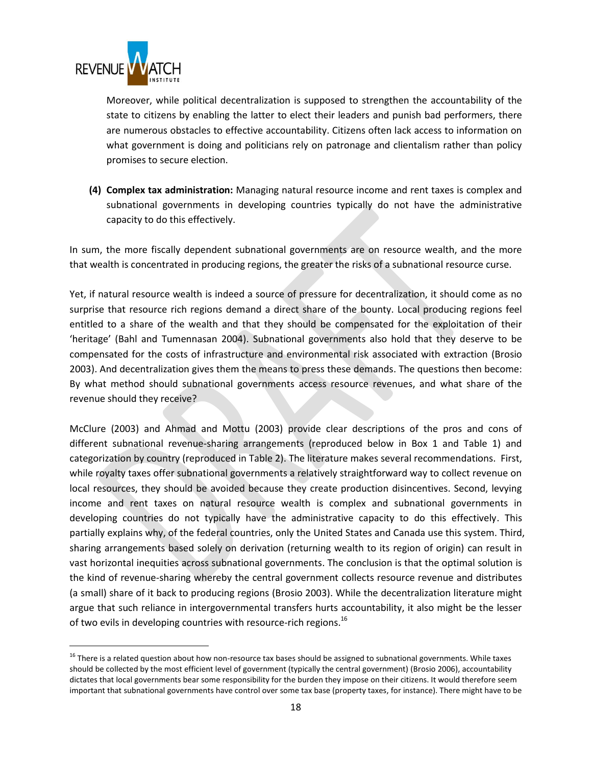Moreover, while political decentralization is supposed to strengthen the accountability of the state to citizens by enabling the latter to elect their leaders and punish bad performers, there are numerous obstacles to effective accountability. Citizens often lack access to information on what government is doing and politicians rely on patronage and clientalism rather than policy promises to secure election.

**(4) Complex tax administration:** Managing natural resource income and rent taxes is complex and subnational governments in developing countries typically do not have the administrative capacity to do this effectively.

In sum, the more fiscally dependent subnational governments are on resource wealth, and the more that wealth is concentrated in producing regions, the greater the risks of a subnational resource curse.

Yet, if natural resource wealth is indeed a source of pressure for decentralization, it should come as no surprise that resource rich regions demand a direct share of the bounty. Local producing regions feel entitled to a share of the wealth and that they should be compensated for the exploitation of their 'heritage' (Bahl and Tumennasan 2004). Subnational governments also hold that they deserve to be compensated for the costs of infrastructure and environmental risk associated with extraction (Brosio 2003). And decentralization gives them the means to press these demands. The questions then become: By what method should subnational governments access resource revenues, and what share of the revenue should they receive?

McClure (2003) and Ahmad and Mottu (2003) provide clear descriptions of the pros and cons of different subnational revenue-sharing arrangements (reproduced below in Box 1 and Table 1) and categorization by country (reproduced in Table 2). The literature makes several recommendations. First, while royalty taxes offer subnational governments a relatively straightforward way to collect revenue on local resources, they should be avoided because they create production disincentives. Second, levying income and rent taxes on natural resource wealth is complex and subnational governments in developing countries do not typically have the administrative capacity to do this effectively. This partially explains why, of the federal countries, only the United States and Canada use this system. Third, sharing arrangements based solely on derivation (returning wealth to its region of origin) can result in vast horizontal inequities across subnational governments. The conclusion is that the optimal solution is the kind of revenue-sharing whereby the central government collects resource revenue and distributes (a small) share of it back to producing regions (Brosio 2003). While the decentralization literature might argue that such reliance in intergovernmental transfers hurts accountability, it also might be the lesser of two evils in developing countries with resource-rich regions.[16]

[16] There is a related question about how non-resource tax bases should be assigned to subnational governments. While taxes should be collected by the most efficient level of government (typically the central government) (Brosio 2006), accountability dictates that local governments bear some responsibility for the burden they impose on their citizens. It would therefore seem important that subnational governments have control over some tax base (property taxes, for instance). There might have to be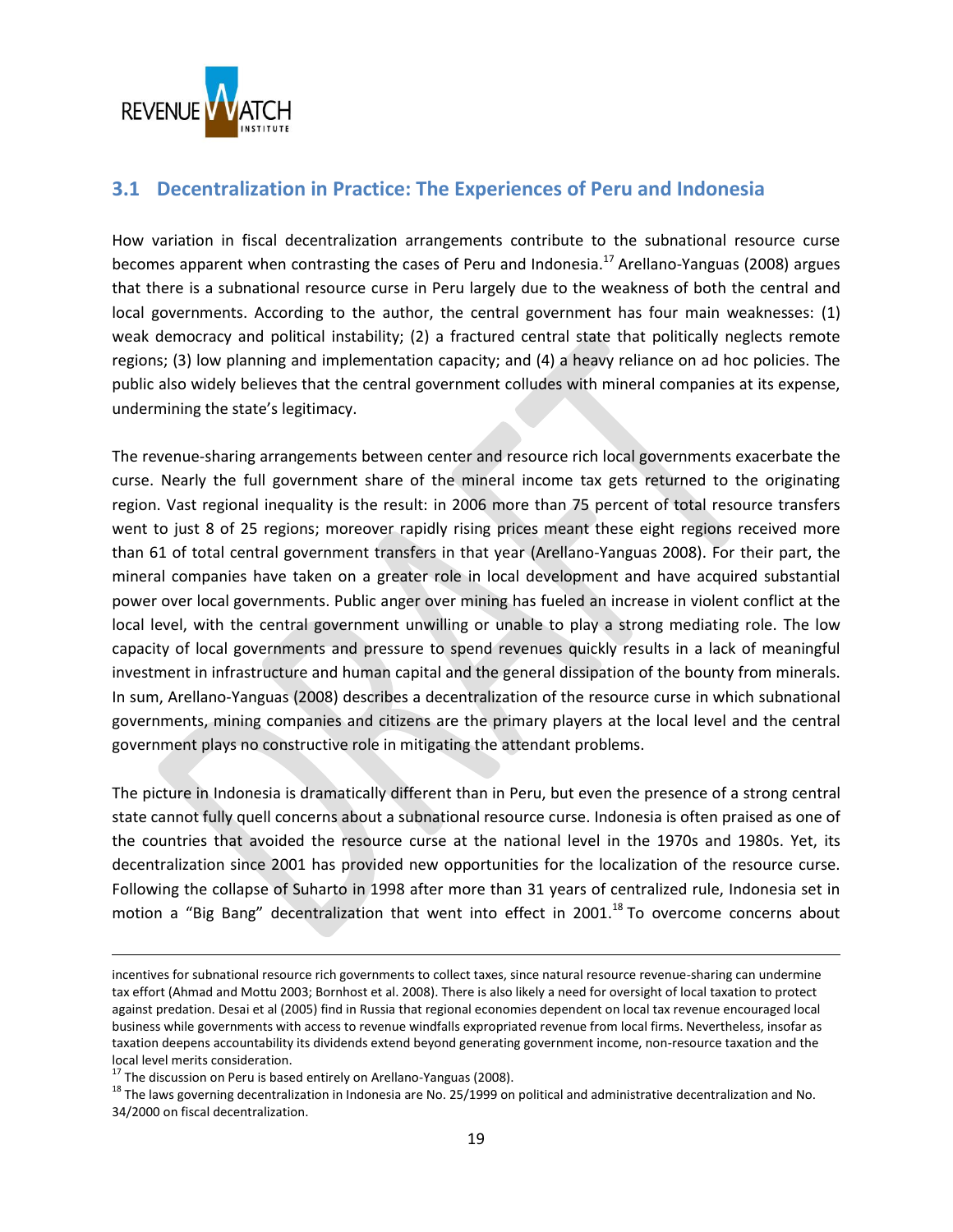## 3.1 Decentralization in Practice: The Experiences of Peru and Indonesia

How variation in fiscal decentralization arrangements contribute to the subnational resource curse becomes apparent when contrasting the cases of Peru and Indonesia.[17] Arellano-Yanguas (2008) argues that there is a subnational resource curse in Peru largely due to the weakness of both the central and local governments. According to the author, the central government has four main weaknesses: (1) weak democracy and political instability; (2) a fractured central state that politically neglects remote regions; (3) low planning and implementation capacity; and (4) a heavy reliance on ad hoc policies. The public also widely believes that the central government colludes with mineral companies at its expense, undermining the state's legitimacy.

The revenue-sharing arrangements between center and resource rich local governments exacerbate the curse. Nearly the full government share of the mineral income tax gets returned to the originating region. Vast regional inequality is the result: in 2006 more than 75 percent of total resource transfers went to just 8 of 25 regions; moreover rapidly rising prices meant these eight regions received more than 61 of total central government transfers in that year (Arellano-Yanguas 2008). For their part, the mineral companies have taken on a greater role in local development and have acquired substantial power over local governments. Public anger over mining has fueled an increase in violent conflict at the local level, with the central government unwilling or unable to play a strong mediating role. The low capacity of local governments and pressure to spend revenues quickly results in a lack of meaningful investment in infrastructure and human capital and the general dissipation of the bounty from minerals. In sum, Arellano-Yanguas (2008) describes a decentralization of the resource curse in which subnational governments, mining companies and citizens are the primary players at the local level and the central government plays no constructive role in mitigating the attendant problems.

The picture in Indonesia is dramatically different than in Peru, but even the presence of a strong central state cannot fully quell concerns about a subnational resource curse. Indonesia is often praised as one of the countries that avoided the resource curse at the national level in the 1970s and 1980s. Yet, its decentralization since 2001 has provided new opportunities for the localization of the resource curse. Following the collapse of Suharto in 1998 after more than 31 years of centralized rule, Indonesia set in motion a "Big Bang" decentralization that went into effect in 2001.[18] To overcome concerns about

---

incentives for subnational resource rich governments to collect taxes, since natural resource revenue-sharing can undermine tax effort (Ahmad and Mottu 2003; Bornhost et al. 2008). There is also likely a need for oversight of local taxation to protect against predation. Desai et al (2005) find in Russia that regional economies dependent on local tax revenue encouraged local business while governments with access to revenue windfalls expropriated revenue from local firms. Nevertheless, insofar as taxation deepens accountability its dividends extend beyond generating government income, non-resource taxation and the local level merits consideration.

[17] The discussion on Peru is based entirely on Arellano-Yanguas (2008).

[18] The laws governing decentralization in Indonesia are No. 25/1999 on political and administrative decentralization and No. 34/2000 on fiscal decentralization.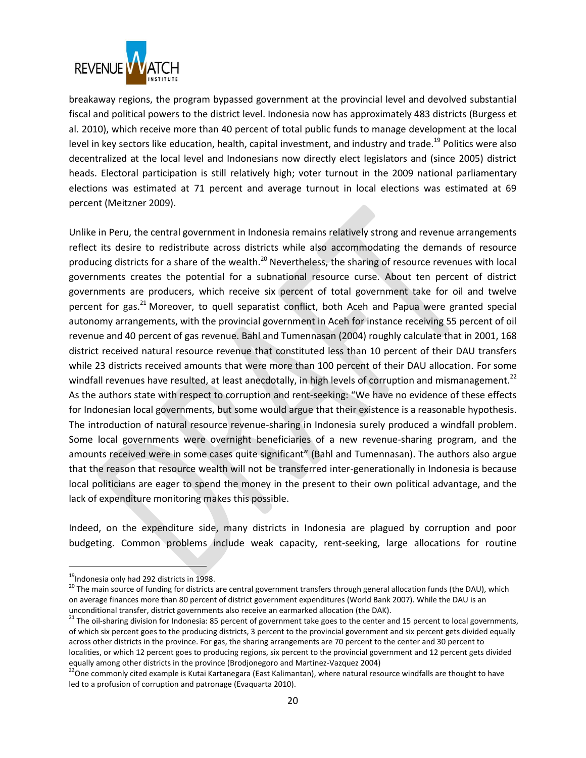breakaway regions, the program bypassed government at the provincial level and devolved substantial fiscal and political powers to the district level. Indonesia now has approximately 483 districts (Burgess et al. 2010), which receive more than 40 percent of total public funds to manage development at the local level in key sectors like education, health, capital investment, and industry and trade.[19] Politics were also decentralized at the local level and Indonesians now directly elect legislators and (since 2005) district heads. Electoral participation is still relatively high; voter turnout in the 2009 national parliamentary elections was estimated at 71 percent and average turnout in local elections was estimated at 69 percent (Meitzner 2009).

Unlike in Peru, the central government in Indonesia remains relatively strong and revenue arrangements reflect its desire to redistribute across districts while also accommodating the demands of resource producing districts for a share of the wealth.[20] Nevertheless, the sharing of resource revenues with local governments creates the potential for a subnational resource curse. About ten percent of district governments are producers, which receive six percent of total government take for oil and twelve percent for gas.[21] Moreover, to quell separatist conflict, both Aceh and Papua were granted special autonomy arrangements, with the provincial government in Aceh for instance receiving 55 percent of oil revenue and 40 percent of gas revenue. Bahl and Tumennasan (2004) roughly calculate that in 2001, 168 district received natural resource revenue that constituted less than 10 percent of their DAU transfers while 23 districts received amounts that were more than 100 percent of their DAU allocation. For some windfall revenues have resulted, at least anecdotally, in high levels of corruption and mismanagement.[22] As the authors state with respect to corruption and rent-seeking: "We have no evidence of these effects for Indonesian local governments, but some would argue that their existence is a reasonable hypothesis. The introduction of natural resource revenue-sharing in Indonesia surely produced a windfall problem. Some local governments were overnight beneficiaries of a new revenue-sharing program, and the amounts received were in some cases quite significant" (Bahl and Tumennasan). The authors also argue that the reason that resource wealth will not be transferred inter-generationally in Indonesia is because local politicians are eager to spend the money in the present to their own political advantage, and the lack of expenditure monitoring makes this possible.

Indeed, on the expenditure side, many districts in Indonesia are plagued by corruption and poor budgeting. Common problems include weak capacity, rent-seeking, large allocations for routine

---

[19] Indonesia only had 292 districts in 1998.

[20] The main source of funding for districts are central government transfers through general allocation funds (the DAU), which on average finances more than 80 percent of district government expenditures (World Bank 2007). While the DAU is an unconditional transfer, district governments also receive an earmarked allocation (the DAK).

[21] The oil-sharing division for Indonesia: 85 percent of government take goes to the center and 15 percent to local governments, of which six percent goes to the producing districts, 3 percent to the provincial government and six percent gets divided equally across other districts in the province. For gas, the sharing arrangements are 70 percent to the center and 30 percent to localities, or which 12 percent goes to producing regions, six percent to the provincial government and 12 percent gets divided equally among other districts in the province (Brodjonegoro and Martinez-Vazquez 2004)

[22] One commonly cited example is Kutai Kartanegara (East Kalimantan), where natural resource windfalls are thought to have led to a profusion of corruption and patronage (Evaquarta 2010).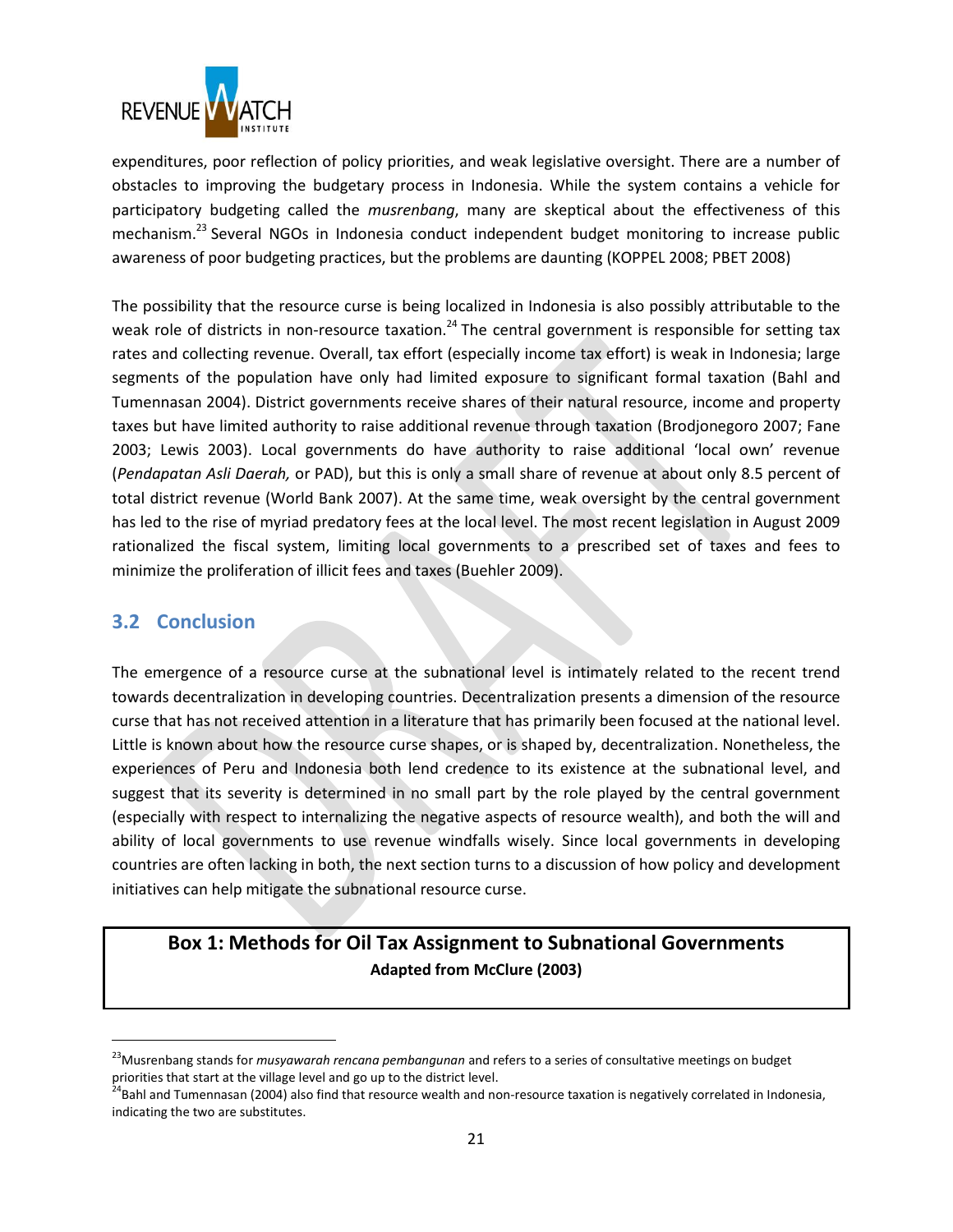expenditures, poor reflection of policy priorities, and weak legislative oversight. There are a number of obstacles to improving the budgetary process in Indonesia. While the system contains a vehicle for participatory budgeting called the *musrenbang*, many are skeptical about the effectiveness of this mechanism.[23] Several NGOs in Indonesia conduct independent budget monitoring to increase public awareness of poor budgeting practices, but the problems are daunting (KOPPEL 2008; PBET 2008)

The possibility that the resource curse is being localized in Indonesia is also possibly attributable to the weak role of districts in non-resource taxation.[24] The central government is responsible for setting tax rates and collecting revenue. Overall, tax effort (especially income tax effort) is weak in Indonesia; large segments of the population have only had limited exposure to significant formal taxation (Bahl and Tumennasan 2004). District governments receive shares of their natural resource, income and property taxes but have limited authority to raise additional revenue through taxation (Brodjonegoro 2007; Fane 2003; Lewis 2003). Local governments do have authority to raise additional 'local own' revenue (*Pendapatan Asli Daerah,* or PAD), but this is only a small share of revenue at about only 8.5 percent of total district revenue (World Bank 2007). At the same time, weak oversight by the central government has led to the rise of myriad predatory fees at the local level. The most recent legislation in August 2009 rationalized the fiscal system, limiting local governments to a prescribed set of taxes and fees to minimize the proliferation of illicit fees and taxes (Buehler 2009).

## 3.2 Conclusion

The emergence of a resource curse at the subnational level is intimately related to the recent trend towards decentralization in developing countries. Decentralization presents a dimension of the resource curse that has not received attention in a literature that has primarily been focused at the national level. Little is known about how the resource curse shapes, or is shaped by, decentralization. Nonetheless, the experiences of Peru and Indonesia both lend credence to its existence at the subnational level, and suggest that its severity is determined in no small part by the role played by the central government (especially with respect to internalizing the negative aspects of resource wealth), and both the will and ability of local governments to use revenue windfalls wisely. Since local governments in developing countries are often lacking in both, the next section turns to a discussion of how policy and development initiatives can help mitigate the subnational resource curse.

**Box 1: Methods for Oil Tax Assignment to Subnational Governments**

**Adapted from McClure (2003)**

---

[23] Musrenbang stands for *musyawarah rencana pembangunan* and refers to a series of consultative meetings on budget priorities that start at the village level and go up to the district level.

[24] Bahl and Tumennasan (2004) also find that resource wealth and non-resource taxation is negatively correlated in Indonesia, indicating the two are substitutes.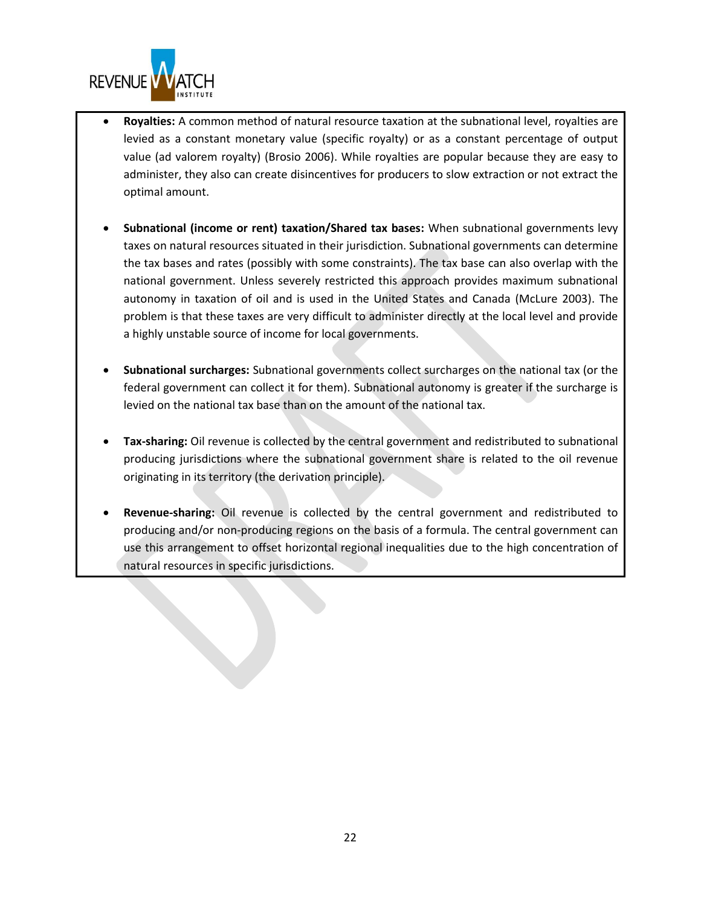- **Royalties:** A common method of natural resource taxation at the subnational level, royalties are levied as a constant monetary value (specific royalty) or as a constant percentage of output value (ad valorem royalty) (Brosio 2006). While royalties are popular because they are easy to administer, they also can create disincentives for producers to slow extraction or not extract the optimal amount.

- **Subnational (income or rent) taxation/Shared tax bases:** When subnational governments levy taxes on natural resources situated in their jurisdiction. Subnational governments can determine the tax bases and rates (possibly with some constraints). The tax base can also overlap with the national government. Unless severely restricted this approach provides maximum subnational autonomy in taxation of oil and is used in the United States and Canada (McLure 2003). The problem is that these taxes are very difficult to administer directly at the local level and provide a highly unstable source of income for local governments.

- **Subnational surcharges:** Subnational governments collect surcharges on the national tax (or the federal government can collect it for them). Subnational autonomy is greater if the surcharge is levied on the national tax base than on the amount of the national tax.

- **Tax-sharing:** Oil revenue is collected by the central government and redistributed to subnational producing jurisdictions where the subnational government share is related to the oil revenue originating in its territory (the derivation principle).

- **Revenue-sharing:** Oil revenue is collected by the central government and redistributed to producing and/or non-producing regions on the basis of a formula. The central government can use this arrangement to offset horizontal regional inequalities due to the high concentration of natural resources in specific jurisdictions.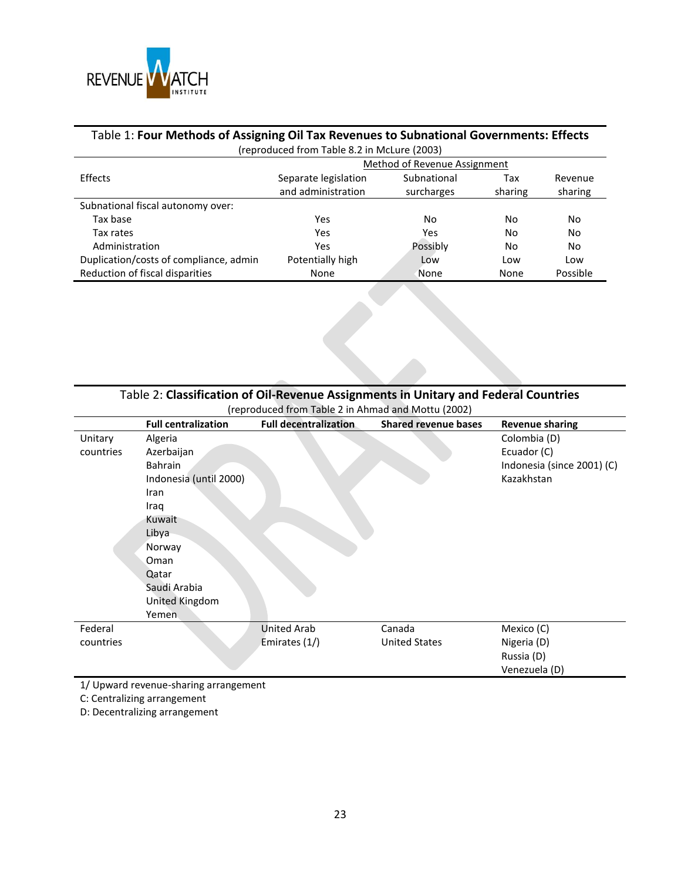Table 1: **Four Methods of Assigning Oil Tax Revenues to Subnational Governments: Effects**
(reproduced from Table 8.2 in McLure (2003)

| Effects | Method of Revenue Assignment | | | |
|---|---|---|---|---|
| | Separate legislation and administration | Subnational surcharges | Tax sharing | Revenue sharing |
| Subnational fiscal autonomy over: | | | | |
| Tax base | Yes | No | No | No |
| Tax rates | Yes | Yes | No | No |
| Administration | Yes | Possibly | No | No |
| Duplication/costs of compliance, admin | Potentially high | Low | Low | Low |
| Reduction of fiscal disparities | None | None | None | Possible |

Table 2: **Classification of Oil-Revenue Assignments in Unitary and Federal Countries**
(reproduced from Table 2 in Ahmad and Mottu (2002)

| | **Full centralization** | **Full decentralization** | **Shared revenue bases** | **Revenue sharing** |
|---|---|---|---|---|
| Unitary countries | Algeria<br>Azerbaijan<br>Bahrain<br>Indonesia (until 2000)<br>Iran<br>Iraq<br>Kuwait<br>Libya<br>Norway<br>Oman<br>Qatar<br>Saudi Arabia<br>United Kingdom<br>Yemen | | | Colombia (D)<br>Ecuador (C)<br>Indonesia (since 2001) (C)<br>Kazakhstan |
| Federal countries | | United Arab Emirates (1/) | Canada<br>United States | Mexico (C)<br>Nigeria (D)<br>Russia (D)<br>Venezuela (D) |

1/ Upward revenue-sharing arrangement
C: Centralizing arrangement
D: Decentralizing arrangement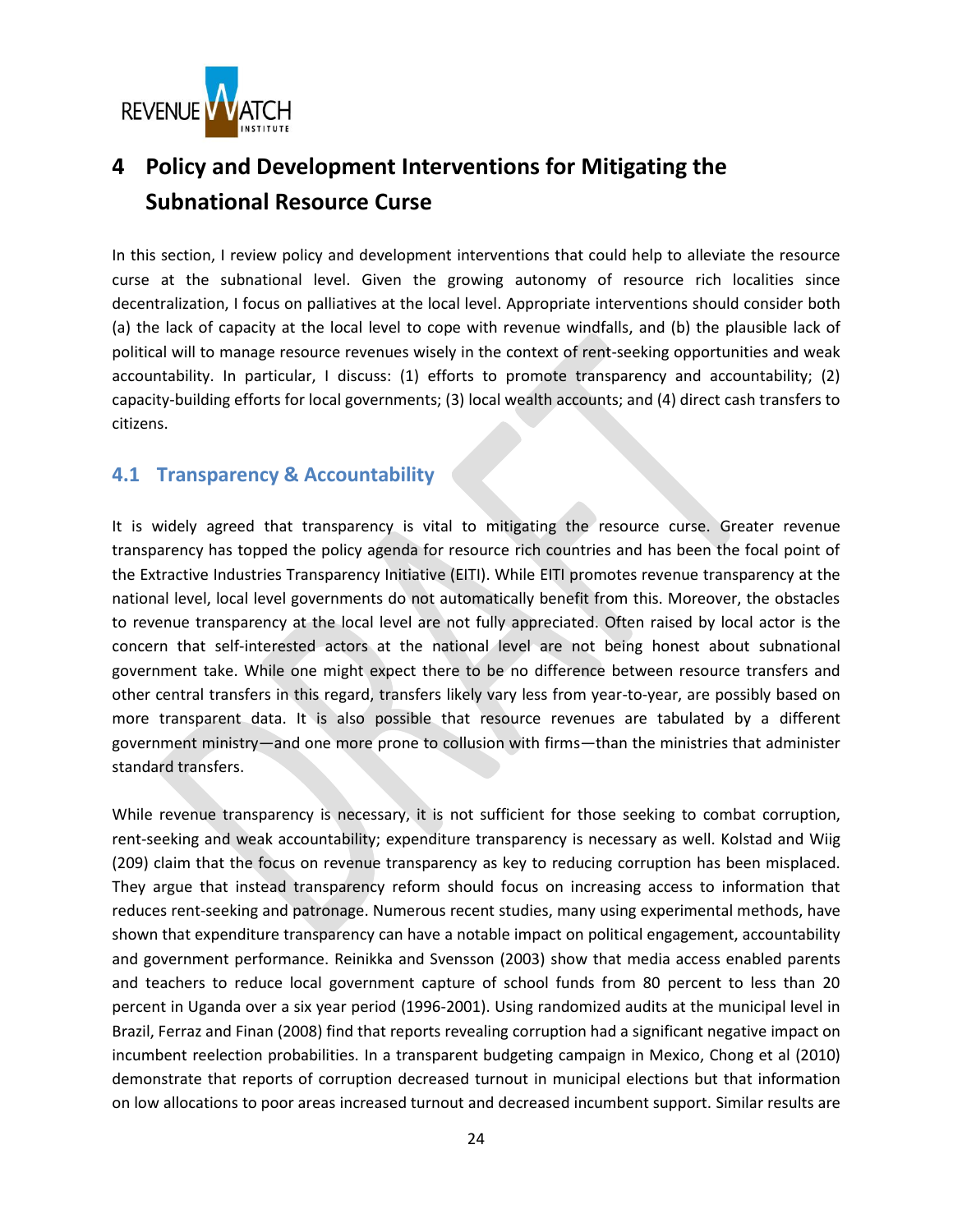# 4 Policy and Development Interventions for Mitigating the Subnational Resource Curse

In this section, I review policy and development interventions that could help to alleviate the resource curse at the subnational level. Given the growing autonomy of resource rich localities since decentralization, I focus on palliatives at the local level. Appropriate interventions should consider both (a) the lack of capacity at the local level to cope with revenue windfalls, and (b) the plausible lack of political will to manage resource revenues wisely in the context of rent-seeking opportunities and weak accountability. In particular, I discuss: (1) efforts to promote transparency and accountability; (2) capacity-building efforts for local governments; (3) local wealth accounts; and (4) direct cash transfers to citizens.

## 4.1 Transparency & Accountability

It is widely agreed that transparency is vital to mitigating the resource curse. Greater revenue transparency has topped the policy agenda for resource rich countries and has been the focal point of the Extractive Industries Transparency Initiative (EITI). While EITI promotes revenue transparency at the national level, local level governments do not automatically benefit from this. Moreover, the obstacles to revenue transparency at the local level are not fully appreciated. Often raised by local actor is the concern that self-interested actors at the national level are not being honest about subnational government take. While one might expect there to be no difference between resource transfers and other central transfers in this regard, transfers likely vary less from year-to-year, are possibly based on more transparent data. It is also possible that resource revenues are tabulated by a different government ministry—and one more prone to collusion with firms—than the ministries that administer standard transfers.

While revenue transparency is necessary, it is not sufficient for those seeking to combat corruption, rent-seeking and weak accountability; expenditure transparency is necessary as well. Kolstad and Wiig (209) claim that the focus on revenue transparency as key to reducing corruption has been misplaced. They argue that instead transparency reform should focus on increasing access to information that reduces rent-seeking and patronage. Numerous recent studies, many using experimental methods, have shown that expenditure transparency can have a notable impact on political engagement, accountability and government performance. Reinikka and Svensson (2003) show that media access enabled parents and teachers to reduce local government capture of school funds from 80 percent to less than 20 percent in Uganda over a six year period (1996-2001). Using randomized audits at the municipal level in Brazil, Ferraz and Finan (2008) find that reports revealing corruption had a significant negative impact on incumbent reelection probabilities. In a transparent budgeting campaign in Mexico, Chong et al (2010) demonstrate that reports of corruption decreased turnout in municipal elections but that information on low allocations to poor areas increased turnout and decreased incumbent support. Similar results are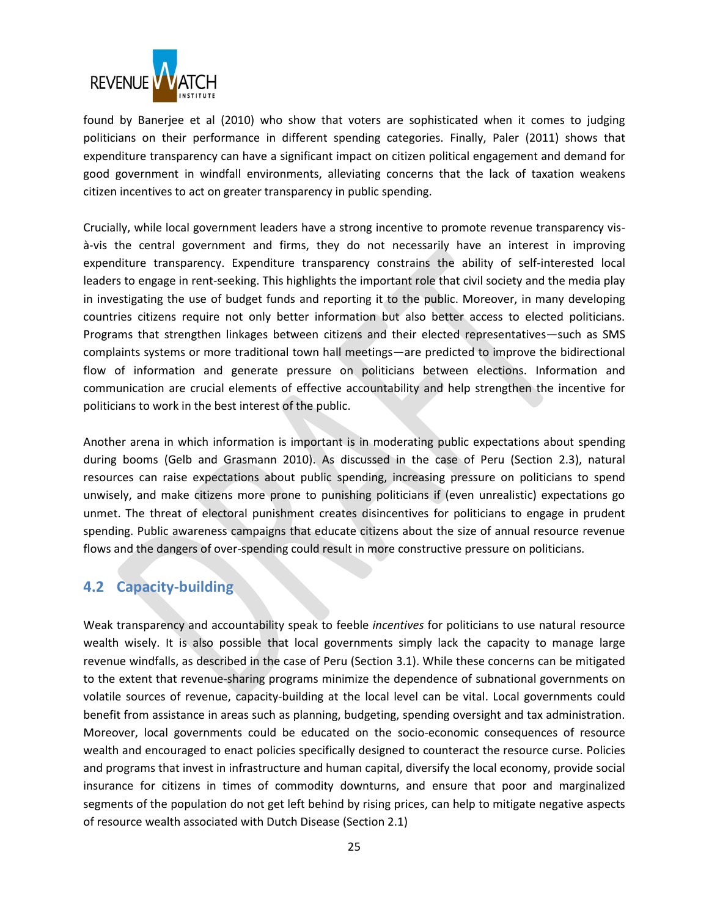found by Banerjee et al (2010) who show that voters are sophisticated when it comes to judging politicians on their performance in different spending categories. Finally, Paler (2011) shows that expenditure transparency can have a significant impact on citizen political engagement and demand for good government in windfall environments, alleviating concerns that the lack of taxation weakens citizen incentives to act on greater transparency in public spending.

Crucially, while local government leaders have a strong incentive to promote revenue transparency vis-à-vis the central government and firms, they do not necessarily have an interest in improving expenditure transparency. Expenditure transparency constrains the ability of self-interested local leaders to engage in rent-seeking. This highlights the important role that civil society and the media play in investigating the use of budget funds and reporting it to the public. Moreover, in many developing countries citizens require not only better information but also better access to elected politicians. Programs that strengthen linkages between citizens and their elected representatives—such as SMS complaints systems or more traditional town hall meetings—are predicted to improve the bidirectional flow of information and generate pressure on politicians between elections. Information and communication are crucial elements of effective accountability and help strengthen the incentive for politicians to work in the best interest of the public.

Another arena in which information is important is in moderating public expectations about spending during booms (Gelb and Grasmann 2010). As discussed in the case of Peru (Section 2.3), natural resources can raise expectations about public spending, increasing pressure on politicians to spend unwisely, and make citizens more prone to punishing politicians if (even unrealistic) expectations go unmet. The threat of electoral punishment creates disincentives for politicians to engage in prudent spending. Public awareness campaigns that educate citizens about the size of annual resource revenue flows and the dangers of over-spending could result in more constructive pressure on politicians.

## 4.2 Capacity-building

Weak transparency and accountability speak to feeble *incentives* for politicians to use natural resource wealth wisely. It is also possible that local governments simply lack the capacity to manage large revenue windfalls, as described in the case of Peru (Section 3.1). While these concerns can be mitigated to the extent that revenue-sharing programs minimize the dependence of subnational governments on volatile sources of revenue, capacity-building at the local level can be vital. Local governments could benefit from assistance in areas such as planning, budgeting, spending oversight and tax administration. Moreover, local governments could be educated on the socio-economic consequences of resource wealth and encouraged to enact policies specifically designed to counteract the resource curse. Policies and programs that invest in infrastructure and human capital, diversify the local economy, provide social insurance for citizens in times of commodity downturns, and ensure that poor and marginalized segments of the population do not get left behind by rising prices, can help to mitigate negative aspects of resource wealth associated with Dutch Disease (Section 2.1)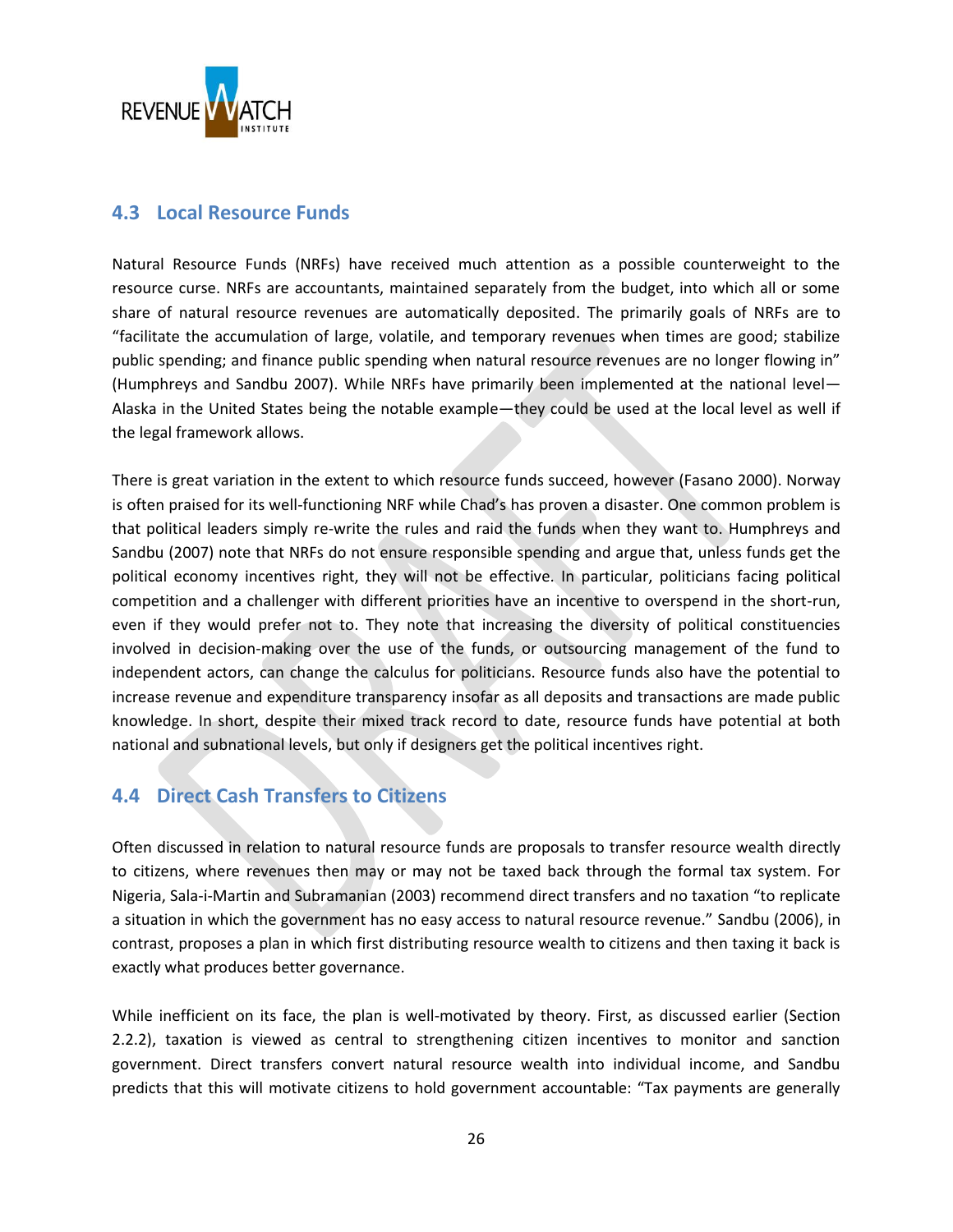## 4.3 Local Resource Funds

Natural Resource Funds (NRFs) have received much attention as a possible counterweight to the resource curse. NRFs are accountants, maintained separately from the budget, into which all or some share of natural resource revenues are automatically deposited. The primarily goals of NRFs are to "facilitate the accumulation of large, volatile, and temporary revenues when times are good; stabilize public spending; and finance public spending when natural resource revenues are no longer flowing in" (Humphreys and Sandbu 2007). While NRFs have primarily been implemented at the national level—Alaska in the United States being the notable example—they could be used at the local level as well if the legal framework allows.

There is great variation in the extent to which resource funds succeed, however (Fasano 2000). Norway is often praised for its well-functioning NRF while Chad's has proven a disaster. One common problem is that political leaders simply re-write the rules and raid the funds when they want to. Humphreys and Sandbu (2007) note that NRFs do not ensure responsible spending and argue that, unless funds get the political economy incentives right, they will not be effective. In particular, politicians facing political competition and a challenger with different priorities have an incentive to overspend in the short-run, even if they would prefer not to. They note that increasing the diversity of political constituencies involved in decision-making over the use of the funds, or outsourcing management of the fund to independent actors, can change the calculus for politicians. Resource funds also have the potential to increase revenue and expenditure transparency insofar as all deposits and transactions are made public knowledge. In short, despite their mixed track record to date, resource funds have potential at both national and subnational levels, but only if designers get the political incentives right.

## 4.4 Direct Cash Transfers to Citizens

Often discussed in relation to natural resource funds are proposals to transfer resource wealth directly to citizens, where revenues then may or may not be taxed back through the formal tax system. For Nigeria, Sala-i-Martin and Subramanian (2003) recommend direct transfers and no taxation "to replicate a situation in which the government has no easy access to natural resource revenue." Sandbu (2006), in contrast, proposes a plan in which first distributing resource wealth to citizens and then taxing it back is exactly what produces better governance.

While inefficient on its face, the plan is well-motivated by theory. First, as discussed earlier (Section 2.2.2), taxation is viewed as central to strengthening citizen incentives to monitor and sanction government. Direct transfers convert natural resource wealth into individual income, and Sandbu predicts that this will motivate citizens to hold government accountable: "Tax payments are generally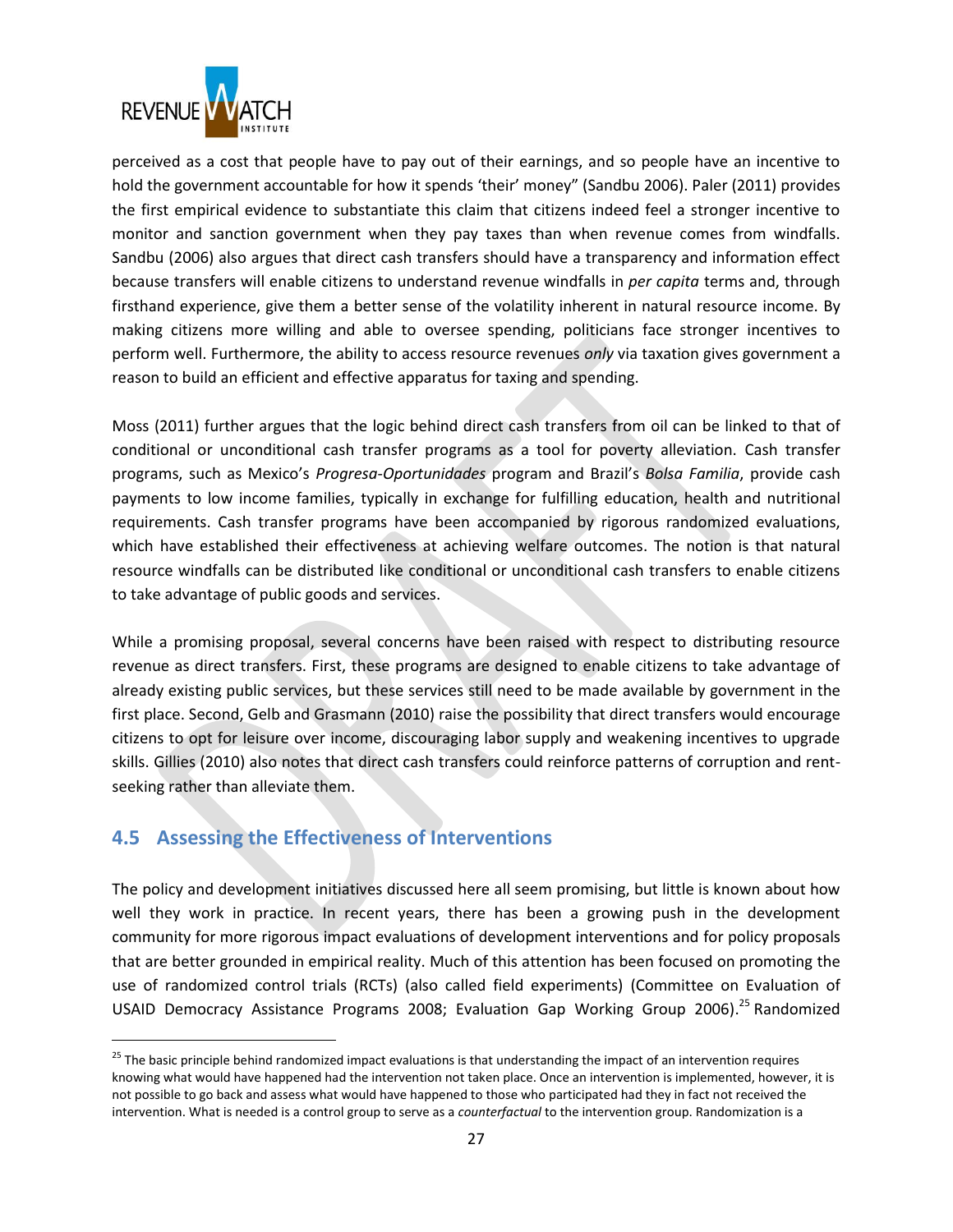perceived as a cost that people have to pay out of their earnings, and so people have an incentive to hold the government accountable for how it spends 'their' money" (Sandbu 2006). Paler (2011) provides the first empirical evidence to substantiate this claim that citizens indeed feel a stronger incentive to monitor and sanction government when they pay taxes than when revenue comes from windfalls. Sandbu (2006) also argues that direct cash transfers should have a transparency and information effect because transfers will enable citizens to understand revenue windfalls in *per capita* terms and, through firsthand experience, give them a better sense of the volatility inherent in natural resource income. By making citizens more willing and able to oversee spending, politicians face stronger incentives to perform well. Furthermore, the ability to access resource revenues *only* via taxation gives government a reason to build an efficient and effective apparatus for taxing and spending.

Moss (2011) further argues that the logic behind direct cash transfers from oil can be linked to that of conditional or unconditional cash transfer programs as a tool for poverty alleviation. Cash transfer programs, such as Mexico's *Progresa-Oportunidades* program and Brazil's *Bolsa Familia*, provide cash payments to low income families, typically in exchange for fulfilling education, health and nutritional requirements. Cash transfer programs have been accompanied by rigorous randomized evaluations, which have established their effectiveness at achieving welfare outcomes. The notion is that natural resource windfalls can be distributed like conditional or unconditional cash transfers to enable citizens to take advantage of public goods and services.

While a promising proposal, several concerns have been raised with respect to distributing resource revenue as direct transfers. First, these programs are designed to enable citizens to take advantage of already existing public services, but these services still need to be made available by government in the first place. Second, Gelb and Grasmann (2010) raise the possibility that direct transfers would encourage citizens to opt for leisure over income, discouraging labor supply and weakening incentives to upgrade skills. Gillies (2010) also notes that direct cash transfers could reinforce patterns of corruption and rent-seeking rather than alleviate them.

## 4.5 Assessing the Effectiveness of Interventions

The policy and development initiatives discussed here all seem promising, but little is known about how well they work in practice. In recent years, there has been a growing push in the development community for more rigorous impact evaluations of development interventions and for policy proposals that are better grounded in empirical reality. Much of this attention has been focused on promoting the use of randomized control trials (RCTs) (also called field experiments) (Committee on Evaluation of USAID Democracy Assistance Programs 2008; Evaluation Gap Working Group 2006).[25] Randomized

[25] The basic principle behind randomized impact evaluations is that understanding the impact of an intervention requires knowing what would have happened had the intervention not taken place. Once an intervention is implemented, however, it is not possible to go back and assess what would have happened to those who participated had they in fact not received the intervention. What is needed is a control group to serve as a *counterfactual* to the intervention group. Randomization is a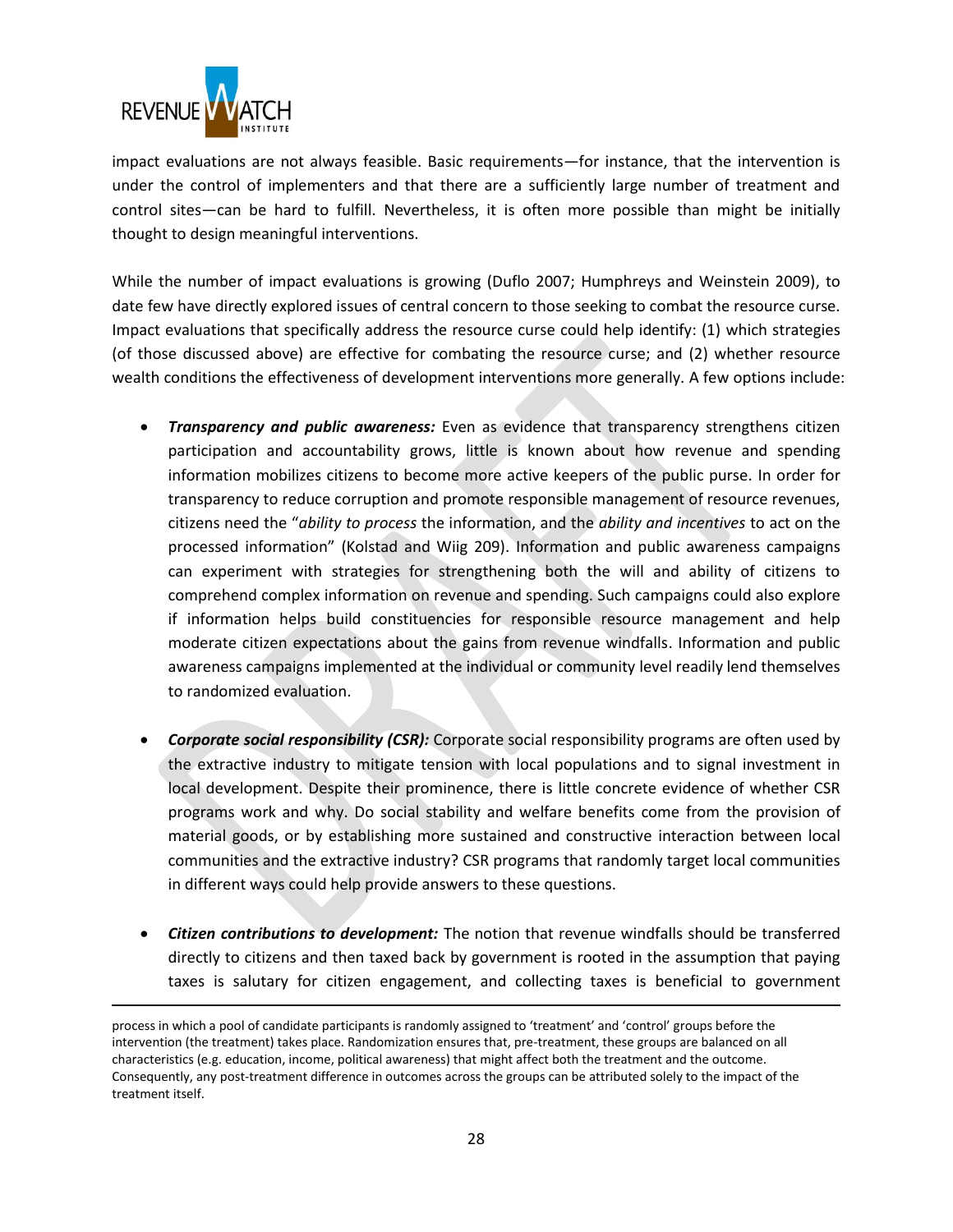impact evaluations are not always feasible. Basic requirements—for instance, that the intervention is under the control of implementers and that there are a sufficiently large number of treatment and control sites—can be hard to fulfill. Nevertheless, it is often more possible than might be initially thought to design meaningful interventions.

While the number of impact evaluations is growing (Duflo 2007; Humphreys and Weinstein 2009), to date few have directly explored issues of central concern to those seeking to combat the resource curse. Impact evaluations that specifically address the resource curse could help identify: (1) which strategies (of those discussed above) are effective for combating the resource curse; and (2) whether resource wealth conditions the effectiveness of development interventions more generally. A few options include:

- ***Transparency and public awareness:*** Even as evidence that transparency strengthens citizen participation and accountability grows, little is known about how revenue and spending information mobilizes citizens to become more active keepers of the public purse. In order for transparency to reduce corruption and promote responsible management of resource revenues, citizens need the "*ability to process* the information, and the *ability and incentives* to act on the processed information" (Kolstad and Wiig 209). Information and public awareness campaigns can experiment with strategies for strengthening both the will and ability of citizens to comprehend complex information on revenue and spending. Such campaigns could also explore if information helps build constituencies for responsible resource management and help moderate citizen expectations about the gains from revenue windfalls. Information and public awareness campaigns implemented at the individual or community level readily lend themselves to randomized evaluation.

- ***Corporate social responsibility (CSR):*** Corporate social responsibility programs are often used by the extractive industry to mitigate tension with local populations and to signal investment in local development. Despite their prominence, there is little concrete evidence of whether CSR programs work and why. Do social stability and welfare benefits come from the provision of material goods, or by establishing more sustained and constructive interaction between local communities and the extractive industry? CSR programs that randomly target local communities in different ways could help provide answers to these questions.

- ***Citizen contributions to development:*** The notion that revenue windfalls should be transferred directly to citizens and then taxed back by government is rooted in the assumption that paying taxes is salutary for citizen engagement, and collecting taxes is beneficial to government

---

process in which a pool of candidate participants is randomly assigned to 'treatment' and 'control' groups before the intervention (the treatment) takes place. Randomization ensures that, pre-treatment, these groups are balanced on all characteristics (e.g. education, income, political awareness) that might affect both the treatment and the outcome. Consequently, any post-treatment difference in outcomes across the groups can be attributed solely to the impact of the treatment itself.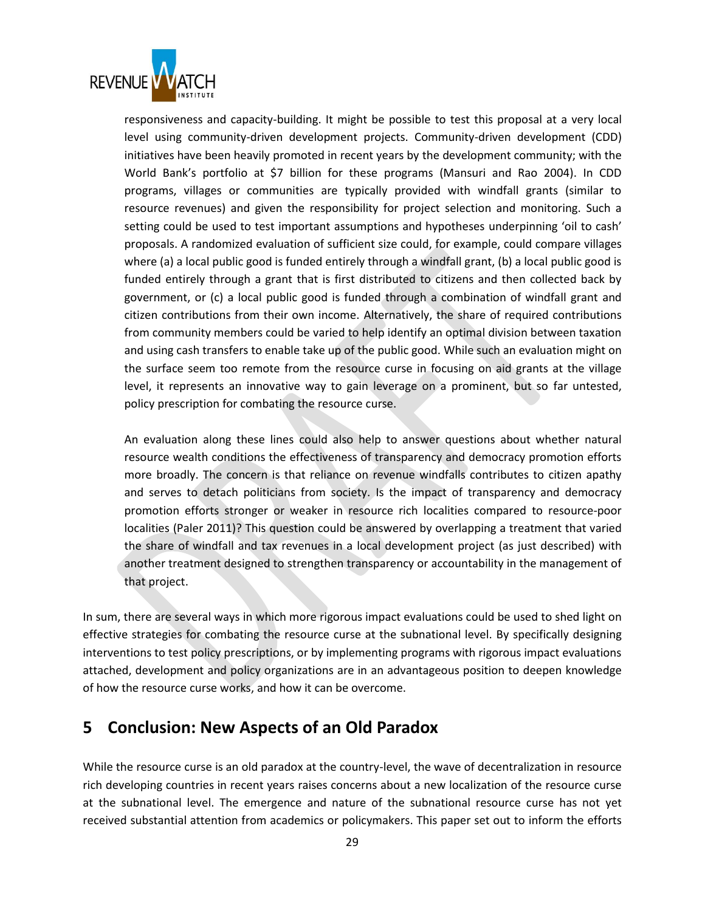responsiveness and capacity-building. It might be possible to test this proposal at a very local level using community-driven development projects. Community-driven development (CDD) initiatives have been heavily promoted in recent years by the development community; with the World Bank's portfolio at $7 billion for these programs (Mansuri and Rao 2004). In CDD programs, villages or communities are typically provided with windfall grants (similar to resource revenues) and given the responsibility for project selection and monitoring. Such a setting could be used to test important assumptions and hypotheses underpinning 'oil to cash' proposals. A randomized evaluation of sufficient size could, for example, could compare villages where (a) a local public good is funded entirely through a windfall grant, (b) a local public good is funded entirely through a grant that is first distributed to citizens and then collected back by government, or (c) a local public good is funded through a combination of windfall grant and citizen contributions from their own income. Alternatively, the share of required contributions from community members could be varied to help identify an optimal division between taxation and using cash transfers to enable take up of the public good. While such an evaluation might on the surface seem too remote from the resource curse in focusing on aid grants at the village level, it represents an innovative way to gain leverage on a prominent, but so far untested, policy prescription for combating the resource curse.

An evaluation along these lines could also help to answer questions about whether natural resource wealth conditions the effectiveness of transparency and democracy promotion efforts more broadly. The concern is that reliance on revenue windfalls contributes to citizen apathy and serves to detach politicians from society. Is the impact of transparency and democracy promotion efforts stronger or weaker in resource rich localities compared to resource-poor localities (Paler 2011)? This question could be answered by overlapping a treatment that varied the share of windfall and tax revenues in a local development project (as just described) with another treatment designed to strengthen transparency or accountability in the management of that project.

In sum, there are several ways in which more rigorous impact evaluations could be used to shed light on effective strategies for combating the resource curse at the subnational level. By specifically designing interventions to test policy prescriptions, or by implementing programs with rigorous impact evaluations attached, development and policy organizations are in an advantageous position to deepen knowledge of how the resource curse works, and how it can be overcome.

# 5 Conclusion: New Aspects of an Old Paradox

While the resource curse is an old paradox at the country-level, the wave of decentralization in resource rich developing countries in recent years raises concerns about a new localization of the resource curse at the subnational level. The emergence and nature of the subnational resource curse has not yet received substantial attention from academics or policymakers. This paper set out to inform the efforts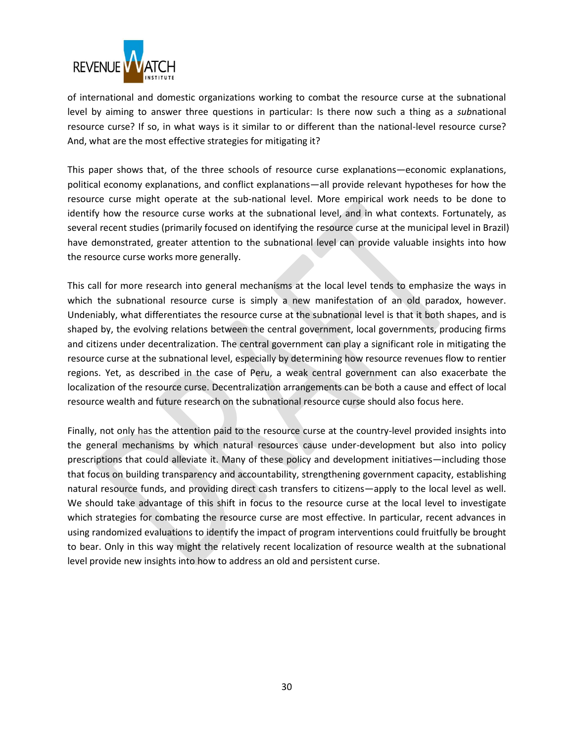of international and domestic organizations working to combat the resource curse at the subnational level by aiming to answer three questions in particular: Is there now such a thing as a *sub*national resource curse? If so, in what ways is it similar to or different than the national-level resource curse? And, what are the most effective strategies for mitigating it?

This paper shows that, of the three schools of resource curse explanations—economic explanations, political economy explanations, and conflict explanations—all provide relevant hypotheses for how the resource curse might operate at the sub-national level. More empirical work needs to be done to identify how the resource curse works at the subnational level, and in what contexts. Fortunately, as several recent studies (primarily focused on identifying the resource curse at the municipal level in Brazil) have demonstrated, greater attention to the subnational level can provide valuable insights into how the resource curse works more generally.

This call for more research into general mechanisms at the local level tends to emphasize the ways in which the subnational resource curse is simply a new manifestation of an old paradox, however. Undeniably, what differentiates the resource curse at the subnational level is that it both shapes, and is shaped by, the evolving relations between the central government, local governments, producing firms and citizens under decentralization. The central government can play a significant role in mitigating the resource curse at the subnational level, especially by determining how resource revenues flow to rentier regions. Yet, as described in the case of Peru, a weak central government can also exacerbate the localization of the resource curse. Decentralization arrangements can be both a cause and effect of local resource wealth and future research on the subnational resource curse should also focus here.

Finally, not only has the attention paid to the resource curse at the country-level provided insights into the general mechanisms by which natural resources cause under-development but also into policy prescriptions that could alleviate it. Many of these policy and development initiatives—including those that focus on building transparency and accountability, strengthening government capacity, establishing natural resource funds, and providing direct cash transfers to citizens—apply to the local level as well. We should take advantage of this shift in focus to the resource curse at the local level to investigate which strategies for combating the resource curse are most effective. In particular, recent advances in using randomized evaluations to identify the impact of program interventions could fruitfully be brought to bear. Only in this way might the relatively recent localization of resource wealth at the subnational level provide new insights into how to address an old and persistent curse.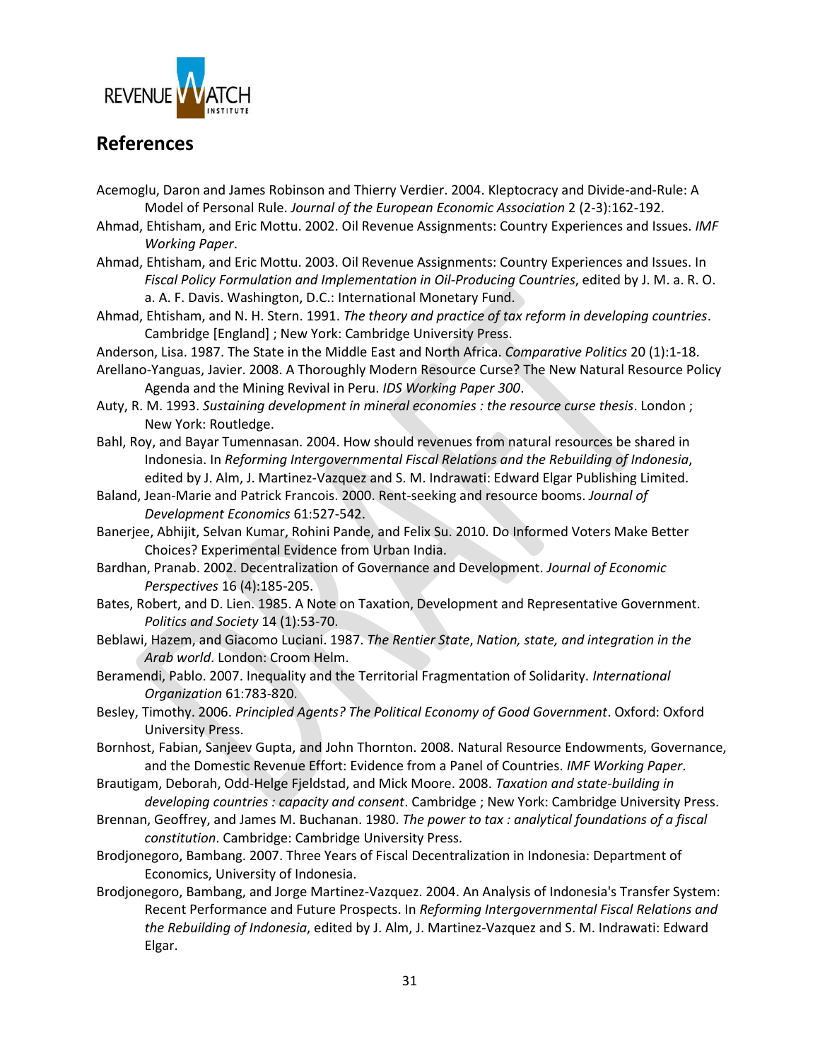## References

Acemoglu, Daron and James Robinson and Thierry Verdier. 2004. Kleptocracy and Divide-and-Rule: A Model of Personal Rule. *Journal of the European Economic Association* 2 (2-3):162-192.

Ahmad, Ehtisham, and Eric Mottu. 2002. Oil Revenue Assignments: Country Experiences and Issues. *IMF Working Paper*.

Ahmad, Ehtisham, and Eric Mottu. 2003. Oil Revenue Assignments: Country Experiences and Issues. In *Fiscal Policy Formulation and Implementation in Oil-Producing Countries*, edited by J. M. a. R. O. a. A. F. Davis. Washington, D.C.: International Monetary Fund.

Ahmad, Ehtisham, and N. H. Stern. 1991. *The theory and practice of tax reform in developing countries*. Cambridge [England] ; New York: Cambridge University Press.

Anderson, Lisa. 1987. The State in the Middle East and North Africa. *Comparative Politics* 20 (1):1-18.

Arellano-Yanguas, Javier. 2008. A Thoroughly Modern Resource Curse? The New Natural Resource Policy Agenda and the Mining Revival in Peru. *IDS Working Paper 300*.

Auty, R. M. 1993. *Sustaining development in mineral economies : the resource curse thesis*. London ; New York: Routledge.

Bahl, Roy, and Bayar Tumennasan. 2004. How should revenues from natural resources be shared in Indonesia. In *Reforming Intergovernmental Fiscal Relations and the Rebuilding of Indonesia*, edited by J. Alm, J. Martinez-Vazquez and S. M. Indrawati: Edward Elgar Publishing Limited.

Baland, Jean-Marie and Patrick Francois. 2000. Rent-seeking and resource booms. *Journal of Development Economics* 61:527-542.

Banerjee, Abhijit, Selvan Kumar, Rohini Pande, and Felix Su. 2010. Do Informed Voters Make Better Choices? Experimental Evidence from Urban India.

Bardhan, Pranab. 2002. Decentralization of Governance and Development. *Journal of Economic Perspectives* 16 (4):185-205.

Bates, Robert, and D. Lien. 1985. A Note on Taxation, Development and Representative Government. *Politics and Society* 14 (1):53-70.

Beblawi, Hazem, and Giacomo Luciani. 1987. *The Rentier State*, *Nation, state, and integration in the Arab world*. London: Croom Helm.

Beramendi, Pablo. 2007. Inequality and the Territorial Fragmentation of Solidarity. *International Organization* 61:783-820.

Besley, Timothy. 2006. *Principled Agents? The Political Economy of Good Government*. Oxford: Oxford University Press.

Bornhost, Fabian, Sanjeev Gupta, and John Thornton. 2008. Natural Resource Endowments, Governance, and the Domestic Revenue Effort: Evidence from a Panel of Countries. *IMF Working Paper*.

Brautigam, Deborah, Odd-Helge Fjeldstad, and Mick Moore. 2008. *Taxation and state-building in developing countries : capacity and consent*. Cambridge ; New York: Cambridge University Press.

Brennan, Geoffrey, and James M. Buchanan. 1980. *The power to tax : analytical foundations of a fiscal constitution*. Cambridge: Cambridge University Press.

Brodjonegoro, Bambang. 2007. Three Years of Fiscal Decentralization in Indonesia: Department of Economics, University of Indonesia.

Brodjonegoro, Bambang, and Jorge Martinez-Vazquez. 2004. An Analysis of Indonesia's Transfer System: Recent Performance and Future Prospects. In *Reforming Intergovernmental Fiscal Relations and the Rebuilding of Indonesia*, edited by J. Alm, J. Martinez-Vazquez and S. M. Indrawati: Edward Elgar.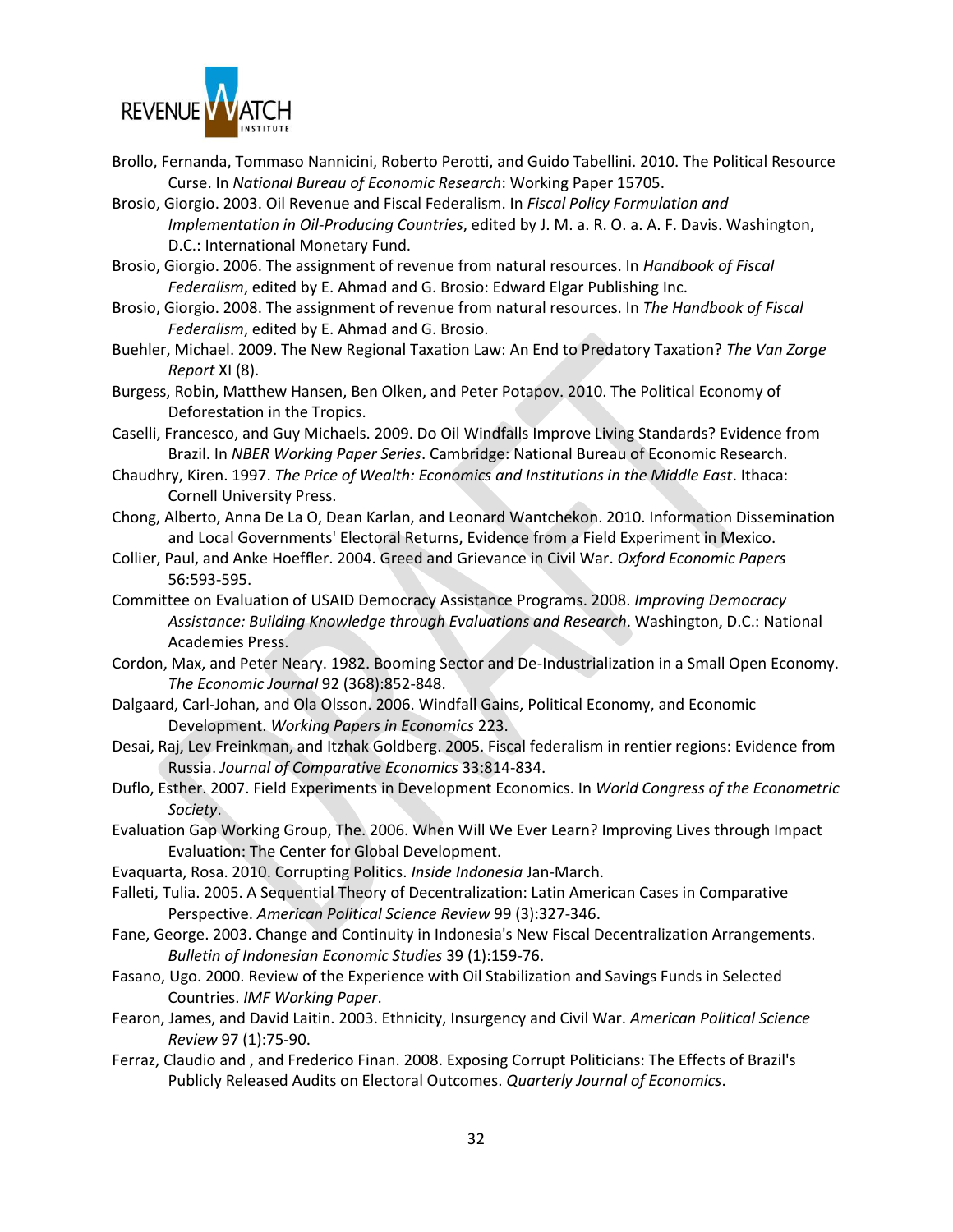Brollo, Fernanda, Tommaso Nannicini, Roberto Perotti, and Guido Tabellini. 2010. The Political Resource Curse. In *National Bureau of Economic Research*: Working Paper 15705.

Brosio, Giorgio. 2003. Oil Revenue and Fiscal Federalism. In *Fiscal Policy Formulation and Implementation in Oil-Producing Countries*, edited by J. M. a. R. O. a. A. F. Davis. Washington, D.C.: International Monetary Fund.

Brosio, Giorgio. 2006. The assignment of revenue from natural resources. In *Handbook of Fiscal Federalism*, edited by E. Ahmad and G. Brosio: Edward Elgar Publishing Inc.

Brosio, Giorgio. 2008. The assignment of revenue from natural resources. In *The Handbook of Fiscal Federalism*, edited by E. Ahmad and G. Brosio.

Buehler, Michael. 2009. The New Regional Taxation Law: An End to Predatory Taxation? *The Van Zorge Report* XI (8).

Burgess, Robin, Matthew Hansen, Ben Olken, and Peter Potapov. 2010. The Political Economy of Deforestation in the Tropics.

Caselli, Francesco, and Guy Michaels. 2009. Do Oil Windfalls Improve Living Standards? Evidence from Brazil. In *NBER Working Paper Series*. Cambridge: National Bureau of Economic Research.

Chaudhry, Kiren. 1997. *The Price of Wealth: Economics and Institutions in the Middle East*. Ithaca: Cornell University Press.

Chong, Alberto, Anna De La O, Dean Karlan, and Leonard Wantchekon. 2010. Information Dissemination and Local Governments' Electoral Returns, Evidence from a Field Experiment in Mexico.

Collier, Paul, and Anke Hoeffler. 2004. Greed and Grievance in Civil War. *Oxford Economic Papers* 56:593-595.

Committee on Evaluation of USAID Democracy Assistance Programs. 2008. *Improving Democracy Assistance: Building Knowledge through Evaluations and Research*. Washington, D.C.: National Academies Press.

Cordon, Max, and Peter Neary. 1982. Booming Sector and De-Industrialization in a Small Open Economy. *The Economic Journal* 92 (368):852-848.

Dalgaard, Carl-Johan, and Ola Olsson. 2006. Windfall Gains, Political Economy, and Economic Development. *Working Papers in Economics* 223.

Desai, Raj, Lev Freinkman, and Itzhak Goldberg. 2005. Fiscal federalism in rentier regions: Evidence from Russia. *Journal of Comparative Economics* 33:814-834.

Duflo, Esther. 2007. Field Experiments in Development Economics. In *World Congress of the Econometric Society*.

Evaluation Gap Working Group, The. 2006. When Will We Ever Learn? Improving Lives through Impact Evaluation: The Center for Global Development.

Evaquarta, Rosa. 2010. Corrupting Politics. *Inside Indonesia* Jan-March.

Falleti, Tulia. 2005. A Sequential Theory of Decentralization: Latin American Cases in Comparative Perspective. *American Political Science Review* 99 (3):327-346.

Fane, George. 2003. Change and Continuity in Indonesia's New Fiscal Decentralization Arrangements. *Bulletin of Indonesian Economic Studies* 39 (1):159-76.

Fasano, Ugo. 2000. Review of the Experience with Oil Stabilization and Savings Funds in Selected Countries. *IMF Working Paper*.

Fearon, James, and David Laitin. 2003. Ethnicity, Insurgency and Civil War. *American Political Science Review* 97 (1):75-90.

Ferraz, Claudio and , and Frederico Finan. 2008. Exposing Corrupt Politicians: The Effects of Brazil's Publicly Released Audits on Electoral Outcomes. *Quarterly Journal of Economics*.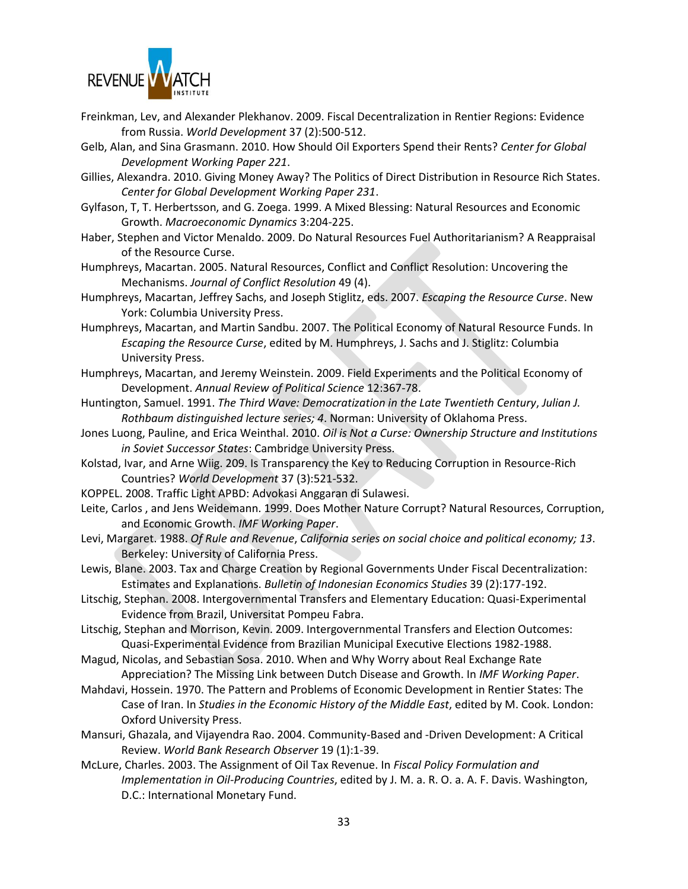Freinkman, Lev, and Alexander Plekhanov. 2009. Fiscal Decentralization in Rentier Regions: Evidence from Russia. *World Development* 37 (2):500-512.

Gelb, Alan, and Sina Grasmann. 2010. How Should Oil Exporters Spend their Rents? *Center for Global Development Working Paper 221*.

Gillies, Alexandra. 2010. Giving Money Away? The Politics of Direct Distribution in Resource Rich States. *Center for Global Development Working Paper 231*.

Gylfason, T, T. Herbertsson, and G. Zoega. 1999. A Mixed Blessing: Natural Resources and Economic Growth. *Macroeconomic Dynamics* 3:204-225.

Haber, Stephen and Victor Menaldo. 2009. Do Natural Resources Fuel Authoritarianism? A Reappraisal of the Resource Curse.

Humphreys, Macartan. 2005. Natural Resources, Conflict and Conflict Resolution: Uncovering the Mechanisms. *Journal of Conflict Resolution* 49 (4).

Humphreys, Macartan, Jeffrey Sachs, and Joseph Stiglitz, eds. 2007. *Escaping the Resource Curse*. New York: Columbia University Press.

Humphreys, Macartan, and Martin Sandbu. 2007. The Political Economy of Natural Resource Funds. In *Escaping the Resource Curse*, edited by M. Humphreys, J. Sachs and J. Stiglitz: Columbia University Press.

Humphreys, Macartan, and Jeremy Weinstein. 2009. Field Experiments and the Political Economy of Development. *Annual Review of Political Science* 12:367-78.

Huntington, Samuel. 1991. *The Third Wave: Democratization in the Late Twentieth Century*, *Julian J. Rothbaum distinguished lecture series; 4*. Norman: University of Oklahoma Press.

Jones Luong, Pauline, and Erica Weinthal. 2010. *Oil is Not a Curse: Ownership Structure and Institutions in Soviet Successor States*: Cambridge University Press.

Kolstad, Ivar, and Arne Wiig. 209. Is Transparency the Key to Reducing Corruption in Resource-Rich Countries? *World Development* 37 (3):521-532.

KOPPEL. 2008. Traffic Light APBD: Advokasi Anggaran di Sulawesi.

Leite, Carlos , and Jens Weidemann. 1999. Does Mother Nature Corrupt? Natural Resources, Corruption, and Economic Growth. *IMF Working Paper*.

Levi, Margaret. 1988. *Of Rule and Revenue*, *California series on social choice and political economy; 13*. Berkeley: University of California Press.

Lewis, Blane. 2003. Tax and Charge Creation by Regional Governments Under Fiscal Decentralization: Estimates and Explanations. *Bulletin of Indonesian Economics Studies* 39 (2):177-192.

Litschig, Stephan. 2008. Intergovernmental Transfers and Elementary Education: Quasi-Experimental Evidence from Brazil, Universitat Pompeu Fabra.

Litschig, Stephan and Morrison, Kevin. 2009. Intergovernmental Transfers and Election Outcomes: Quasi-Experimental Evidence from Brazilian Municipal Executive Elections 1982-1988.

Magud, Nicolas, and Sebastian Sosa. 2010. When and Why Worry about Real Exchange Rate Appreciation? The Missing Link between Dutch Disease and Growth. In *IMF Working Paper*.

Mahdavi, Hossein. 1970. The Pattern and Problems of Economic Development in Rentier States: The Case of Iran. In *Studies in the Economic History of the Middle East*, edited by M. Cook. London: Oxford University Press.

Mansuri, Ghazala, and Vijayendra Rao. 2004. Community-Based and -Driven Development: A Critical Review. *World Bank Research Observer* 19 (1):1-39.

McLure, Charles. 2003. The Assignment of Oil Tax Revenue. In *Fiscal Policy Formulation and Implementation in Oil-Producing Countries*, edited by J. M. a. R. O. a. A. F. Davis. Washington, D.C.: International Monetary Fund.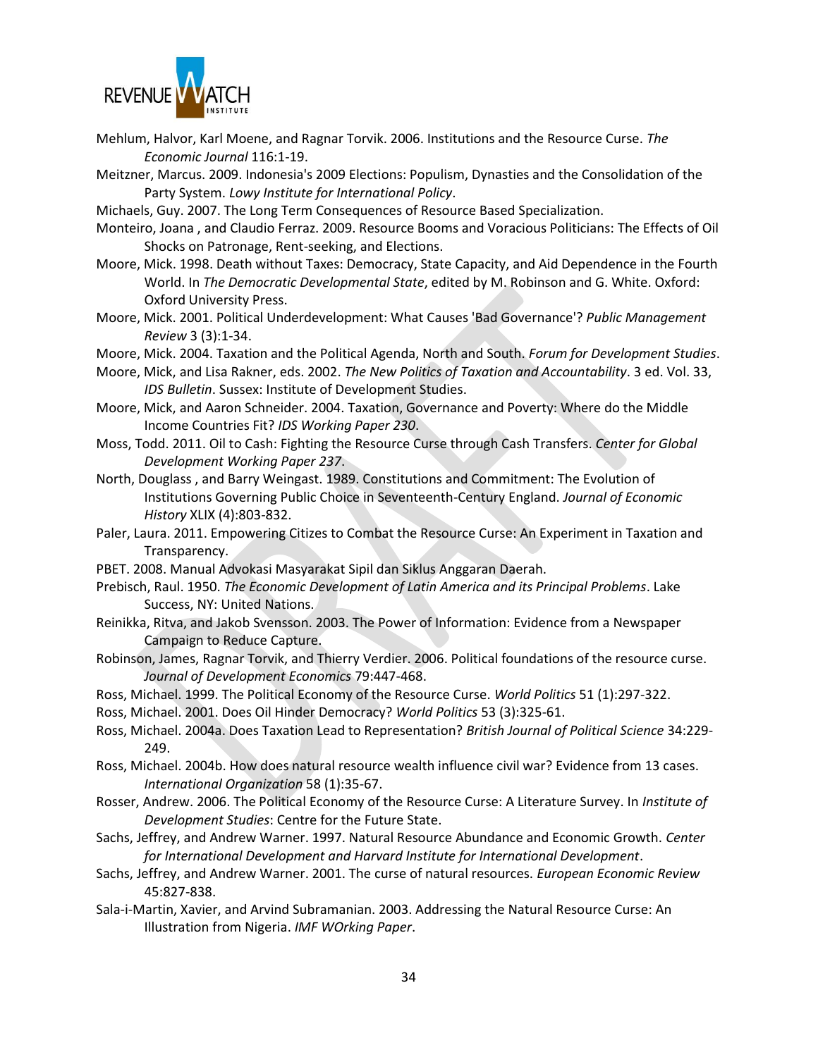Mehlum, Halvor, Karl Moene, and Ragnar Torvik. 2006. Institutions and the Resource Curse. *The Economic Journal* 116:1-19.

Meitzner, Marcus. 2009. Indonesia's 2009 Elections: Populism, Dynasties and the Consolidation of the Party System. *Lowy Institute for International Policy*.

Michaels, Guy. 2007. The Long Term Consequences of Resource Based Specialization.

Monteiro, Joana , and Claudio Ferraz. 2009. Resource Booms and Voracious Politicians: The Effects of Oil Shocks on Patronage, Rent-seeking, and Elections.

Moore, Mick. 1998. Death without Taxes: Democracy, State Capacity, and Aid Dependence in the Fourth World. In *The Democratic Developmental State*, edited by M. Robinson and G. White. Oxford: Oxford University Press.

Moore, Mick. 2001. Political Underdevelopment: What Causes 'Bad Governance'? *Public Management Review* 3 (3):1-34.

Moore, Mick. 2004. Taxation and the Political Agenda, North and South. *Forum for Development Studies*.

Moore, Mick, and Lisa Rakner, eds. 2002. *The New Politics of Taxation and Accountability*. 3 ed. Vol. 33, *IDS Bulletin*. Sussex: Institute of Development Studies.

Moore, Mick, and Aaron Schneider. 2004. Taxation, Governance and Poverty: Where do the Middle Income Countries Fit? *IDS Working Paper 230*.

Moss, Todd. 2011. Oil to Cash: Fighting the Resource Curse through Cash Transfers. *Center for Global Development Working Paper 237*.

North, Douglass , and Barry Weingast. 1989. Constitutions and Commitment: The Evolution of Institutions Governing Public Choice in Seventeenth-Century England. *Journal of Economic History* XLIX (4):803-832.

Paler, Laura. 2011. Empowering Citizes to Combat the Resource Curse: An Experiment in Taxation and Transparency.

PBET. 2008. Manual Advokasi Masyarakat Sipil dan Siklus Anggaran Daerah.

Prebisch, Raul. 1950. *The Economic Development of Latin America and its Principal Problems*. Lake Success, NY: United Nations.

Reinikka, Ritva, and Jakob Svensson. 2003. The Power of Information: Evidence from a Newspaper Campaign to Reduce Capture.

Robinson, James, Ragnar Torvik, and Thierry Verdier. 2006. Political foundations of the resource curse. *Journal of Development Economics* 79:447-468.

Ross, Michael. 1999. The Political Economy of the Resource Curse. *World Politics* 51 (1):297-322.

Ross, Michael. 2001. Does Oil Hinder Democracy? *World Politics* 53 (3):325-61.

Ross, Michael. 2004a. Does Taxation Lead to Representation? *British Journal of Political Science* 34:229-249.

Ross, Michael. 2004b. How does natural resource wealth influence civil war? Evidence from 13 cases. *International Organization* 58 (1):35-67.

Rosser, Andrew. 2006. The Political Economy of the Resource Curse: A Literature Survey. In *Institute of Development Studies*: Centre for the Future State.

Sachs, Jeffrey, and Andrew Warner. 1997. Natural Resource Abundance and Economic Growth. *Center for International Development and Harvard Institute for International Development*.

Sachs, Jeffrey, and Andrew Warner. 2001. The curse of natural resources. *European Economic Review* 45:827-838.

Sala-i-Martin, Xavier, and Arvind Subramanian. 2003. Addressing the Natural Resource Curse: An Illustration from Nigeria. *IMF WOrking Paper*.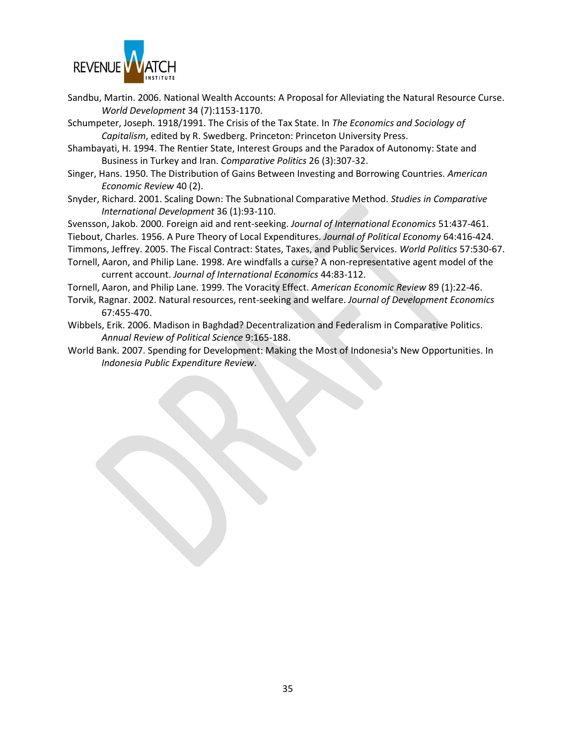Sandbu, Martin. 2006. National Wealth Accounts: A Proposal for Alleviating the Natural Resource Curse. *World Development* 34 (7):1153-1170.

Schumpeter, Joseph. 1918/1991. The Crisis of the Tax State. In *The Economics and Sociology of Capitalism*, edited by R. Swedberg. Princeton: Princeton University Press.

Shambayati, H. 1994. The Rentier State, Interest Groups and the Paradox of Autonomy: State and Business in Turkey and Iran. *Comparative Politics* 26 (3):307-32.

Singer, Hans. 1950. The Distribution of Gains Between Investing and Borrowing Countries. *American Economic Review* 40 (2).

Snyder, Richard. 2001. Scaling Down: The Subnational Comparative Method. *Studies in Comparative International Development* 36 (1):93-110.

Svensson, Jakob. 2000. Foreign aid and rent-seeking. *Journal of International Economics* 51:437-461.

Tiebout, Charles. 1956. A Pure Theory of Local Expenditures. *Journal of Political Economy* 64:416-424.

Timmons, Jeffrey. 2005. The Fiscal Contract: States, Taxes, and Public Services. *World Politics* 57:530-67.

Tornell, Aaron, and Philip Lane. 1998. Are windfalls a curse? A non-representative agent model of the current account. *Journal of International Economics* 44:83-112.

Tornell, Aaron, and Philip Lane. 1999. The Voracity Effect. *American Economic Review* 89 (1):22-46.

Torvik, Ragnar. 2002. Natural resources, rent-seeking and welfare. *Journal of Development Economics* 67:455-470.

Wibbels, Erik. 2006. Madison in Baghdad? Decentralization and Federalism in Comparative Politics. *Annual Review of Political Science* 9:165-188.

World Bank. 2007. Spending for Development: Making the Most of Indonesia's New Opportunities. In *Indonesia Public Expenditure Review*.